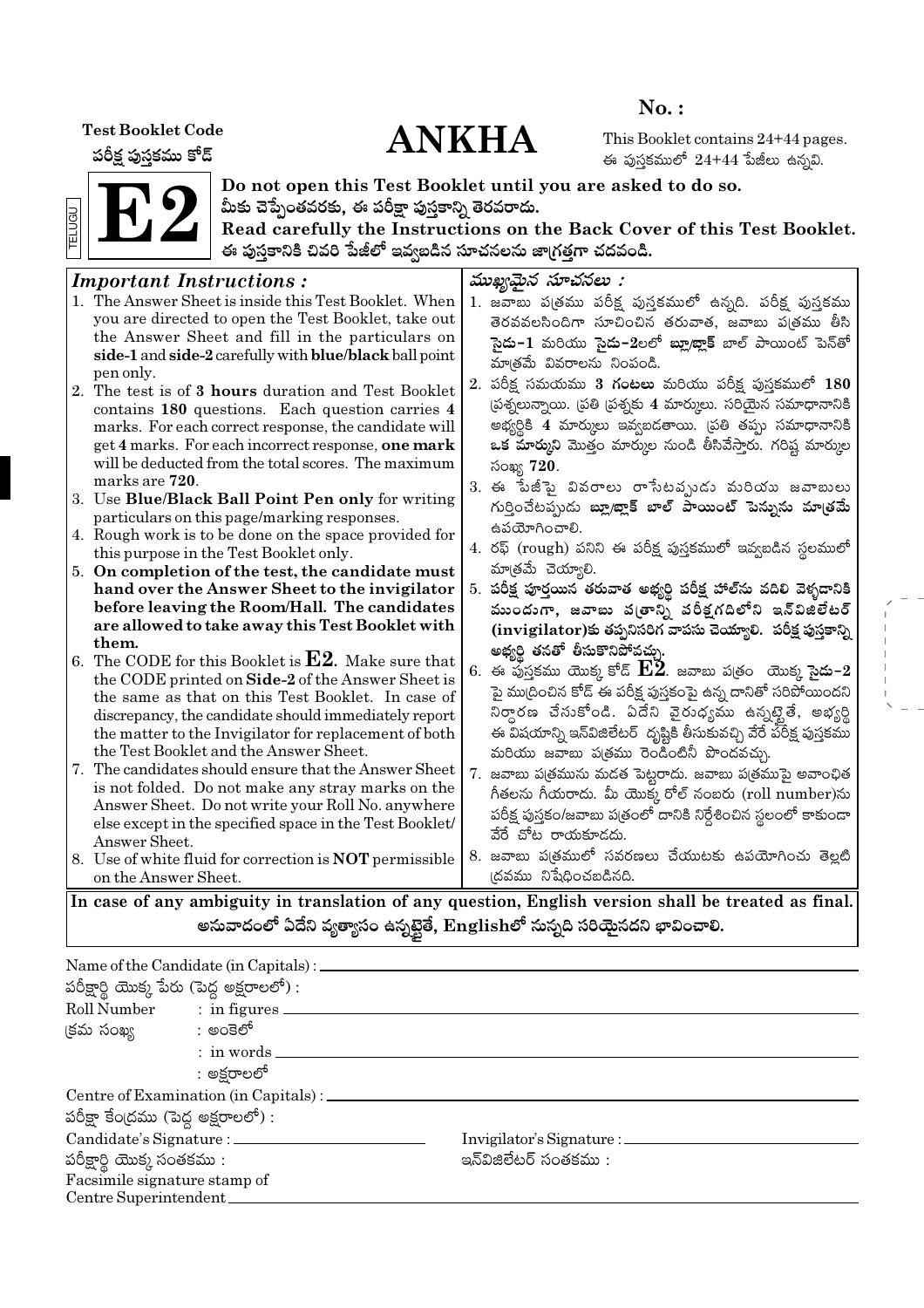**No. :**

**Test Booklet Code**
**పరీక్ష పుస్తకము కోడ్**

# ANKHA

This Booklet contains 24+44 pages.
ఈ పుస్తకములో 24+44 పేజీలు ఉన్నవి.

TELUGU

# E2

**Do not open this Test Booklet until you are asked to do so.**
**మీకు చెప్పేంతవరకు, ఈ పరీక్షా పుస్తకాన్ని తెరవరాదు.**
**Read carefully the Instructions on the Back Cover of this Test Booklet.**
**ఈ పుస్తకానికి చివరి పేజీలో ఇవ్వబడిన సూచనలను జాగ్రత్తగా చదవండి.**

### *Important Instructions :*

1. The Answer Sheet is inside this Test Booklet. When you are directed to open the Test Booklet, take out the Answer Sheet and fill in the particulars on **side-1** and **side-2** carefully with **blue/black** ball point pen only.
2. The test is of **3 hours** duration and Test Booklet contains **180** questions. Each question carries **4** marks. For each correct response, the candidate will get **4** marks. For each incorrect response, **one mark** will be deducted from the total scores. The maximum marks are **720**.
3. Use **Blue/Black Ball Point Pen only** for writing particulars on this page/marking responses.
4. Rough work is to be done on the space provided for this purpose in the Test Booklet only.
5. **On completion of the test, the candidate must hand over the Answer Sheet to the invigilator before leaving the Room/Hall. The candidates are allowed to take away this Test Booklet with them.**
6. The CODE for this Booklet is **E2**. Make sure that the CODE printed on **Side-2** of the Answer Sheet is the same as that on this Test Booklet. In case of discrepancy, the candidate should immediately report the matter to the Invigilator for replacement of both the Test Booklet and the Answer Sheet.
7. The candidates should ensure that the Answer Sheet is not folded. Do not make any stray marks on the Answer Sheet. Do not write your Roll No. anywhere else except in the specified space in the Test Booklet/ Answer Sheet.
8. Use of white fluid for correction is **NOT** permissible on the Answer Sheet.

### *ముఖ్యమైన సూచనలు :*

1. జవాబు పత్రము పరీక్ష పుస్తకములో ఉన్నది. పరీక్ష పుస్తకము తెరవవలసిందిగా సూచించిన తరువాత, జవాబు పత్రము తీసి **సైడు-1** మరియు **సైడు-2**లలో **బ్లూ/బ్లాక్** బాల్ పాయింట్ పెన్‌తో మాత్రమే వివరాలను నింపండి.
2. పరీక్ష సమయము **3 గంటలు** మరియు పరీక్ష పుస్తకములో **180** ప్రశ్నలున్నాయి. ప్రతి ప్రశ్నకు **4** మార్కులు. సరియైన సమాధానానికి అభ్యర్థికి **4** మార్కులు ఇవ్వబడతాయి. ప్రతి తప్పు సమాధానానికి **ఒక మార్కుని** మొత్తం మార్కుల నుండి తీసివేస్తారు. గరిష్ట మార్కుల సంఖ్య **720**.
3. ఈ పేజీపై వివరాలు రాసేటప్పుడు మరియు జవాబులు గుర్తించేటప్పుడు **బ్లూ/బ్లాక్ బాల్ పాయింట్ పెన్నును మాత్రమే** ఉపయోగించాలి.
4. రఫ్ (rough) పనిని ఈ పరీక్ష పుస్తకములో ఇవ్వబడిన స్థలములో మాత్రమే చెయ్యాలి.
5. **పరీక్ష పూర్తయిన తరువాత అభ్యర్థి పరీక్ష హాల్‌ను వదిలి వెళ్ళడానికి ముందుగా, జవాబు పత్రాన్ని పరీక్షగదిలోని ఇన్‌విజిలేటర్ (invigilator)కు తప్పనిసరిగ వాపసు చెయ్యాలి. పరీక్ష పుస్తకాన్ని అభ్యర్థి తనతో తీసుకొనిపోవచ్చు.**
6. ఈ పుస్తకము యొక్క కోడ్ **E2**. జవాబు పత్రం యొక్క **సైడు-2** పై ముద్రించిన కోడ్ ఈ పరీక్ష పుస్తకంపై ఉన్న దానితో సరిపోయిందని నిర్ధారణ చేసుకోండి. ఏదేని వైరుధ్యము ఉన్నట్లైతే, అభ్యర్థి ఈ విషయాన్ని ఇన్‌విజిలేటర్ దృష్టికి తీసుకువచ్చి వేరే పరీక్ష పుస్తకము మరియు జవాబు పత్రము రెండింటినీ పొందవచ్చు.
7. జవాబు పత్రమును మడత పెట్టరాదు. జవాబు పత్రముపై అవాంఛిత గీతలను గీయరాదు. మీ యొక్క రోల్ నంబరు (roll number)ను పరీక్ష పుస్తకం/జవాబు పత్రంలో దానికి నిర్దేశించిన స్థలంలో కాకుండా వేరే చోట రాయకూడదు.
8. జవాబు పత్రములో సవరణలు చేయుటకు ఉపయోగించు తెల్లటి ద్రవము నిషేధించబడినది.

**In case of any ambiguity in translation of any question, English version shall be treated as final.**
**అనువాదంలో ఏదేని వ్యత్యాసం ఉన్నట్లైతే, Englishలో నున్నది సరియైనదని భావించాలి.**

Name of the Candidate (in Capitals) : ______________________
పరీక్షార్థి యొక్క పేరు (పెద్ద అక్షరాలలో) :

Roll Number : in figures ______________________
క్రమ సంఖ్య : అంకెలో
: in words ______________________
: అక్షరాలలో

Centre of Examination (in Capitals) : ______________________
పరీక్షా కేంద్రము (పెద్ద అక్షరాలలో) :

Candidate's Signature : ______________________
పరీక్షార్థి యొక్క సంతకము :

Invigilator's Signature : ______________________
ఇన్‌విజిలేటర్ సంతకము :

Facsimile signature stamp of
Centre Superintendent ______________________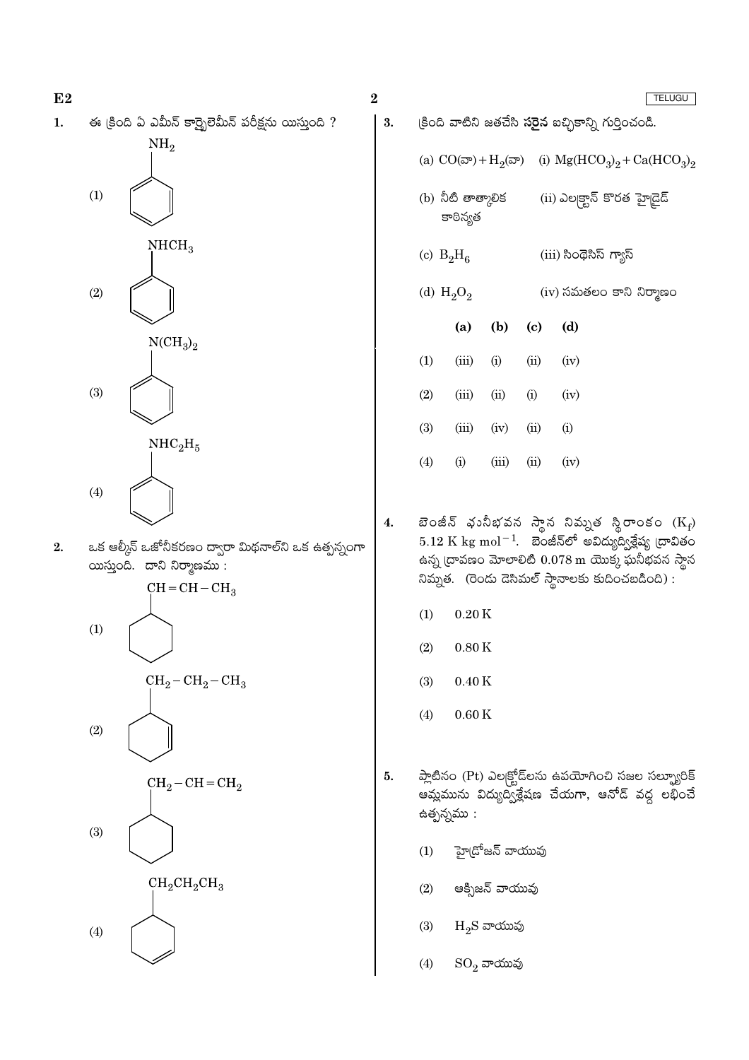**1.** ఈ క్రింది ఏ ఎమీన్ కార్బైలెమీన్ పరీక్షను యిస్తుంది ?

(1) $NH_2$ (బెంజీన్ వలయానికి బంధితం)

(2) $NHCH_3$ (బెంజీన్ వలయానికి బంధితం)

(3) $N(CH_3)_2$ (బెంజీన్ వలయానికి బంధితం)

(4) $NHC_2H_5$ (బెంజీన్ వలయానికి బంధితం)

**2.** ఒక ఆల్కీన్ ఓజోనీకరణం ద్వారా మిథనాల్‌ని ఒక ఉత్పన్నంగా యిస్తుంది. దాని నిర్మాణము :

(1) $CH=CH-CH_3$ (సైక్లోహెక్సేన్ వలయానికి బంధితం)

(2) $CH_2-CH_2-CH_3$ (సైక్లోహెక్సీన్ వలయానికి బంధితం)

(3) $CH_2-CH=CH_2$ (సైక్లోహెక్సేన్ వలయానికి బంధితం)

(4) $CH_2CH_2CH_3$ (సైక్లోహెక్సీన్ వలయానికి బంధితం)

**3.** క్రింది వాటిని జతచేసి **సరైన** ఐచ్ఛికాన్ని గుర్తించండి.

(a) $CO$(వా) + $H_2$(వా) &nbsp;&nbsp;&nbsp; (i) $Mg(HCO_3)_2 + Ca(HCO_3)_2$

(b) నీటి తాత్కాలిక కాఠిన్యత &nbsp;&nbsp;&nbsp; (ii) ఎలక్ట్రాన్ కొరత హైడ్రైడ్

(c) $B_2H_6$ &nbsp;&nbsp;&nbsp; (iii) సింథెసిస్ గ్యాస్

(d) $H_2O_2$ &nbsp;&nbsp;&nbsp; (iv) సమతలం కాని నిర్మాణం

| | (a) | (b) | (c) | (d) |
|---|---|---|---|---|
| (1) | (iii) | (i) | (ii) | (iv) |
| (2) | (iii) | (ii) | (i) | (iv) |
| (3) | (iii) | (iv) | (ii) | (i) |
| (4) | (i) | (iii) | (ii) | (iv) |

**4.** బెంజీన్ ఘనీభవన స్థాన నిమ్నత స్థిరాంకం ($K_f$) $5.12\ K\ kg\ mol^{-1}$. బెంజీన్‌లో అవిద్యుద్విశ్లేష్య ద్రావితం ఉన్న ద్రావణం మోలాలిటి 0.078 m యొక్క ఘనీభవన స్థాన నిమ్నత. (రెండు డెసిమల్ స్థానాలకు కుదించబడింది) :

(1) 0.20 K

(2) 0.80 K

(3) 0.40 K

(4) 0.60 K

**5.** ప్లాటినం (Pt) ఎలక్ట్రోడ్‌లను ఉపయోగించి సజల సల్ఫ్యూరిక్ ఆమ్లమును విద్యుద్విశ్లేషణ చేయగా, ఆనోడ్ వద్ద లభించే ఉత్పన్నము :

(1) హైడ్రోజన్ వాయువు

(2) ఆక్సిజన్ వాయువు

(3) $H_2S$ వాయువు

(4) $SO_2$ వాయువు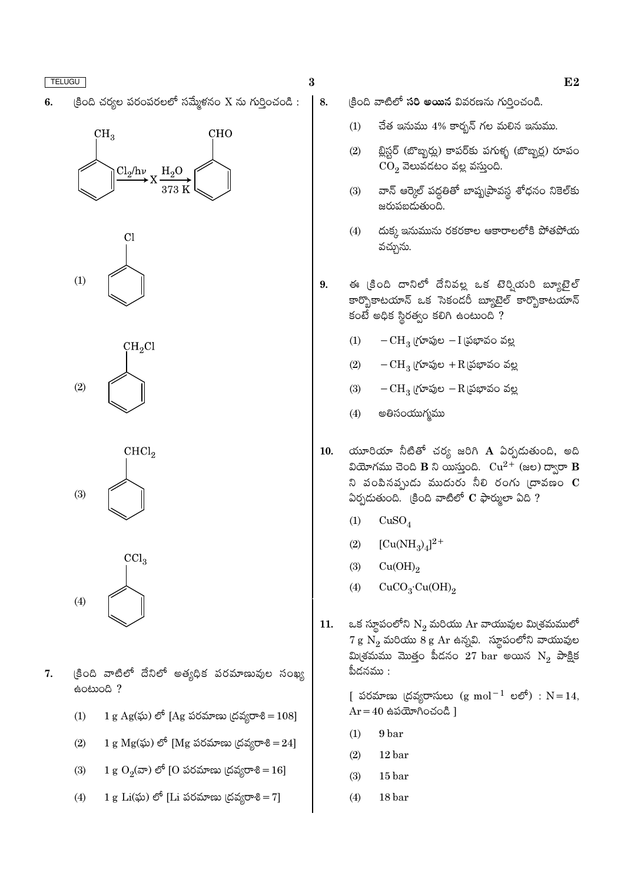6. క్రింది చర్యల పరంపరలలో సమ్మేళనం X ను గుర్తించండి :

$$C_6H_5CH_3 \xrightarrow{Cl_2/h\nu} X \xrightarrow[373\ K]{H_2O} C_6H_5CHO$$

(1) $C_6H_5Cl$

(2) $C_6H_5CH_2Cl$

(3) $C_6H_5CHCl_2$

(4) $C_6H_5CCl_3$

7. క్రింది వాటిలో దేనిలో అత్యధిక పరమాణువుల సంఖ్య ఉంటుంది ?

(1) 1 g Ag(ఘ) లో [Ag పరమాణు ద్రవ్యరాశి = 108]

(2) 1 g Mg(ఘ) లో [Mg పరమాణు ద్రవ్యరాశి = 24]

(3) 1 g $O_2$(వా) లో [O పరమాణు ద్రవ్యరాశి = 16]

(4) 1 g Li(ఘ) లో [Li పరమాణు ద్రవ్యరాశి = 7]

8. క్రింది వాటిలో **సరి అయిన** వివరణను గుర్తించండి.

(1) చేత ఇనుము 4% కార్బన్ గల మలిన ఇనుము.

(2) బ్లిస్టర్ (బొబ్బర్లు) కాపర్‌కు పగుళ్ళ (బొబ్బర్ల) రూపం $CO_2$ వెలువడటం వల్ల వస్తుంది.

(3) వాన్ ఆర్కెల్ పద్ధతితో బాష్పప్రావస్థ శోధనం నికెల్‌కు జరుపబడుతుంది.

(4) దుక్క ఇనుమును రకరకాల ఆకారాలలోకి పోతపోయ వచ్చును.

9. ఈ క్రింది దానిలో దేనివల్ల ఒక టెర్షియరి బ్యూటైల్ కార్బోకాటయాన్ ఒక సెకండరీ బ్యూటైల్ కార్బోకాటయాన్ కంటే అధిక స్థిరత్వం కలిగి ఉంటుంది ?

(1) $-CH_3$ గ్రూపుల $-I$ ప్రభావం వల్ల

(2) $-CH_3$ గ్రూపుల $+R$ ప్రభావం వల్ల

(3) $-CH_3$ గ్రూపుల $-R$ ప్రభావం వల్ల

(4) అతిసంయుగ్మము

10. యూరియా నీటితో చర్య జరిగి **A** ఏర్పడుతుంది, అది వియోగము చెంది **B** ని యిస్తుంది. $Cu^{2+}$ (జల) ద్వారా **B** ని పంపినప్పుడు ముదురు నీలి రంగు ద్రావణం **C** ఏర్పడుతుంది. క్రింది వాటిలో **C** ఫార్ములా ఏది ?

(1) $CuSO_4$

(2) $[Cu(NH_3)_4]^{2+}$

(3) $Cu(OH)_2$

(4) $CuCO_3 \cdot Cu(OH)_2$

11. ఒక స్థూపంలోని $N_2$ మరియు Ar వాయువుల మిశ్రమములో 7 g $N_2$ మరియు 8 g Ar ఉన్నవి. స్థూపంలోని వాయువుల మిశ్రమము మొత్తం పీడనం 27 bar అయిన $N_2$ పాక్షిక పీడనము :

[ పరమాణు ద్రవ్యరాసులు (g $mol^{-1}$ లలో) : N = 14, Ar = 40 ఉపయోగించండి ]

(1) 9 bar

(2) 12 bar

(3) 15 bar

(4) 18 bar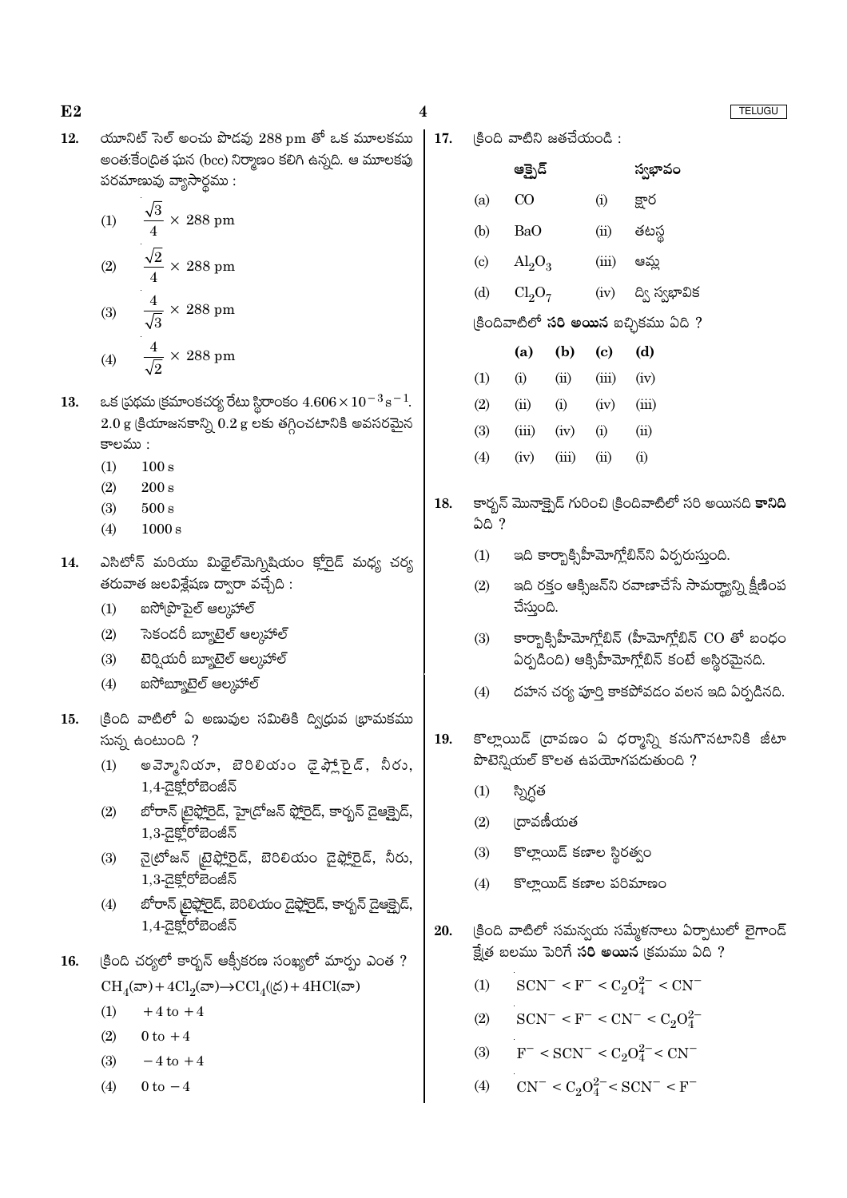12. యూనిట్ సెల్ అంచు పొడవు 288 pm తో ఒక మూలకము అంతఃకేంద్రిత ఘన (bcc) నిర్మాణం కలిగి ఉన్నది. ఆ మూలకపు పరమాణువు వ్యాసార్థము :

(1) $\frac{\sqrt{3}}{4} \times 288$ pm

(2) $\frac{\sqrt{2}}{4} \times 288$ pm

(3) $\frac{4}{\sqrt{3}} \times 288$ pm

(4) $\frac{4}{\sqrt{2}} \times 288$ pm

13. ఒక ప్రథమ క్రమాంకచర్య రేటు స్థిరాంకం $4.606 \times 10^{-3}\,s^{-1}$. 2.0 g క్రియాజనకాన్ని 0.2 g లకు తగ్గించటానికి అవసరమైన కాలము :

(1) 100 s

(2) 200 s

(3) 500 s

(4) 1000 s

14. ఎసిటోన్ మరియు మిథైల్‌మెగ్నిషియం క్లోరైడ్ మధ్య చర్య తరువాత జలవిశ్లేషణ ద్వారా వచ్చేది :

(1) ఐసోప్రొపైల్ ఆల్కహాల్

(2) సెకండరీ బ్యూటైల్ ఆల్కహాల్

(3) టెర్షియరీ బ్యూటైల్ ఆల్కహాల్

(4) ఐసోబ్యూటైల్ ఆల్కహాల్

15. క్రింది వాటిలో ఏ అణువుల సమితికి ద్విధ్రువ భ్రామకము సున్న ఉంటుంది ?

(1) అమ్మోనియా, బెరిలియం డైఫ్లోరైడ్, నీరు, 1,4-డైక్లోరోబెంజీన్

(2) బోరాన్ ట్రైఫ్లోరైడ్, హైడ్రోజన్ ఫ్లోరైడ్, కార్బన్ డైఆక్సైడ్, 1,3-డైక్లోరోబెంజీన్

(3) నైట్రోజన్ ట్రైఫ్లోరైడ్, బెరిలియం డైఫ్లోరైడ్, నీరు, 1,3-డైక్లోరోబెంజీన్

(4) బోరాన్ ట్రైఫ్లోరైడ్, బెరిలియం డైఫ్లోరైడ్, కార్బన్ డైఆక్సైడ్, 1,4-డైక్లోరోబెంజీన్

16. క్రింది చర్యలో కార్బన్ ఆక్సీకరణ సంఖ్యలో మార్పు ఎంత ?

$CH_4$(వా) + $4Cl_2$(వా) $\rightarrow$ $CCl_4$(ద్ర) + $4HCl$(వా)

(1) +4 to +4

(2) 0 to +4

(3) −4 to +4

(4) 0 to −4

17. క్రింది వాటిని జతచేయండి :

| | ఆక్సైడ్ | | స్వభావం |
|---|---|---|---|
| (a) | $CO$ | (i) | క్షార |
| (b) | $BaO$ | (ii) | తటస్థ |
| (c) | $Al_2O_3$ | (iii) | ఆమ్ల |
| (d) | $Cl_2O_7$ | (iv) | ద్వి స్వభావిక |

క్రిందివాటిలో **సరి అయిన** ఐచ్ఛికము ఏది ?

| | (a) | (b) | (c) | (d) |
|---|---|---|---|---|
| (1) | (i) | (ii) | (iii) | (iv) |
| (2) | (ii) | (i) | (iv) | (iii) |
| (3) | (iii) | (iv) | (i) | (ii) |
| (4) | (iv) | (iii) | (ii) | (i) |

18. కార్బన్ మోనాక్సైడ్ గురించి క్రిందివాటిలో సరి అయినది **కానిది** ఏది ?

(1) ఇది కార్బాక్సిహీమోగ్లోబిన్‌ని ఏర్పరుస్తుంది.

(2) ఇది రక్తం ఆక్సిజన్‌ని రవాణాచేసే సామర్థ్యాన్ని క్షీణింప చేస్తుంది.

(3) కార్బాక్సిహీమోగ్లోబిన్ (హీమోగ్లోబిన్ CO తో బంధం ఏర్పడింది) ఆక్సిహీమోగ్లోబిన్ కంటే అస్థిరమైనది.

(4) దహన చర్య పూర్తి కాకపోవడం వలన ఇది ఏర్పడినది.

19. కొల్లాయిడ్ ద్రావణం ఏ ధర్మాన్ని కనుగొనటానికి జీటా పొటెన్షియల్ కొలత ఉపయోగపడుతుంది ?

(1) స్నిగ్ధత

(2) ద్రావణీయత

(3) కొల్లాయిడ్ కణాల స్థిరత్వం

(4) కొల్లాయిడ్ కణాల పరిమాణం

20. క్రింది వాటిలో సమన్వయ సమ్మేళనాలు ఏర్పాటులో లైగాండ్ క్షేత్ర బలము పెరిగే **సరి అయిన** క్రమము ఏది ?

(1) $SCN^- < F^- < C_2O_4^{2-} < CN^-$

(2) $SCN^- < F^- < CN^- < C_2O_4^{2-}$

(3) $F^- < SCN^- < C_2O_4^{2-} < CN^-$

(4) $CN^- < C_2O_4^{2-} < SCN^- < F^-$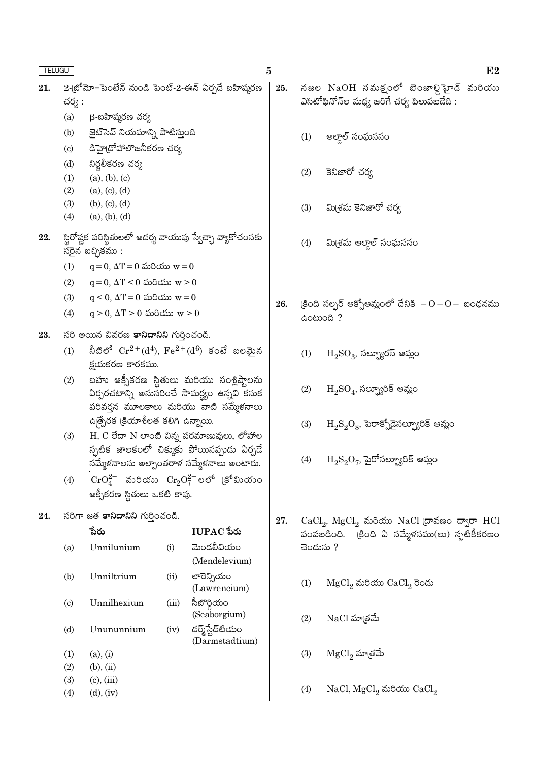21. 2-బ్రోమో–పెంటేన్ నుండి పెంట్-2-ఈన్ ఏర్పడే బహిష్కరణ చర్య :

(a) β-బహిష్కరణ చర్య

(b) జైట్‌సెవ్ నియమాన్ని పాటిస్తుంది

(c) డిహైడ్రోహాలొజనీకరణ చర్య

(d) నిర్జలీకరణ చర్య

(1) (a), (b), (c)

(2) (a), (c), (d)

(3) (b), (c), (d)

(4) (a), (b), (d)

22. స్థిరోష్ణక పరిస్థితులలో ఆదర్శ వాయువు స్వేచ్ఛా వ్యాకోచంనకు సరైన ఐచ్ఛికము :

(1) $q = 0, \Delta T = 0$ మరియు $w = 0$

(2) $q = 0, \Delta T < 0$ మరియు $w > 0$

(3) $q < 0, \Delta T = 0$ మరియు $w = 0$

(4) $q > 0, \Delta T > 0$ మరియు $w > 0$

23. సరి అయిన వివరణ **కానిదానిని** గుర్తించండి.

(1) నీటిలో $Cr^{2+}(d^4)$, $Fe^{2+}(d^6)$ కంటే బలమైన క్షయకరణ కారకము.

(2) బహు ఆక్సీకరణ స్థితులు మరియు సంశ్లిష్టాలను ఏర్పరచటాన్ని అనుసరించే సామర్థ్యం ఉన్నవి కనుక పరివర్తన మూలకాలు మరియు వాటి సమ్మేళనాలు ఉత్ప్రేరక క్రియాశీలత కలిగి ఉన్నాయి.

(3) H, C లేదా N లాంటి చిన్న పరమాణువులు, లోహాల స్ఫటిక జాలకంలో చిక్కుకు పోయినప్పుడు ఏర్పడే సమ్మేళనాలను అల్పాంతరాళ సమ్మేళనాలు అంటారు.

(4) $CrO_4^{2-}$ మరియు $Cr_2O_7^{2-}$ లలో క్రోమియం ఆక్సీకరణ స్థితులు ఒకటి కావు.

24. సరిగా జత **కానిదానిని** గుర్తించండి.

| | పేరు | | IUPAC పేరు |
|---|---|---|---|
| (a) | Unnilunium | (i) | మెండలీవియం (Mendelevium) |
| (b) | Unniltrium | (ii) | లారెన్సియం (Lawrencium) |
| (c) | Unnilhexium | (iii) | సీబోర్గియం (Seaborgium) |
| (d) | Unununnium | (iv) | డర్మ్‌స్టేడ్‌టియం (Darmstadtium) |

(1) (a), (i)

(2) (b), (ii)

(3) (c), (iii)

(4) (d), (iv)

25. నజల NaOH సమక్షంలో బెంజాల్డిహైడ్ మరియు ఎసిటోఫినోన్‌ల మధ్య జరిగే చర్య పిలువబడేది :

(1) ఆల్డాల్ సంఘననం

(2) కెనిజారో చర్య

(3) మిశ్రమ కెనిజారో చర్య

(4) మిశ్రమ ఆల్డాల్ సంఘననం

26. క్రింది సల్ఫర్ ఆక్సోఆమ్లంలో దేనికి $-O-O-$ బంధనము ఉంటుంది ?

(1) $H_2SO_3$, సల్ఫ్యూరస్ ఆమ్లం

(2) $H_2SO_4$, సల్ఫ్యూరిక్ ఆమ్లం

(3) $H_2S_2O_8$, పెరాక్సోడైసల్ఫ్యూరిక్ ఆమ్లం

(4) $H_2S_2O_7$, పైరోసల్ఫ్యూరిక్ ఆమ్లం

27. $CaCl_2$, $MgCl_2$ మరియు NaCl ద్రావణం ద్వారా HCl పంపబడింది. క్రింది ఏ సమ్మేళనము(లు) స్ఫటికీకరణం చెందును ?

(1) $MgCl_2$ మరియు $CaCl_2$ రెండు

(2) NaCl మాత్రమే

(3) $MgCl_2$ మాత్రమే

(4) NaCl, $MgCl_2$ మరియు $CaCl_2$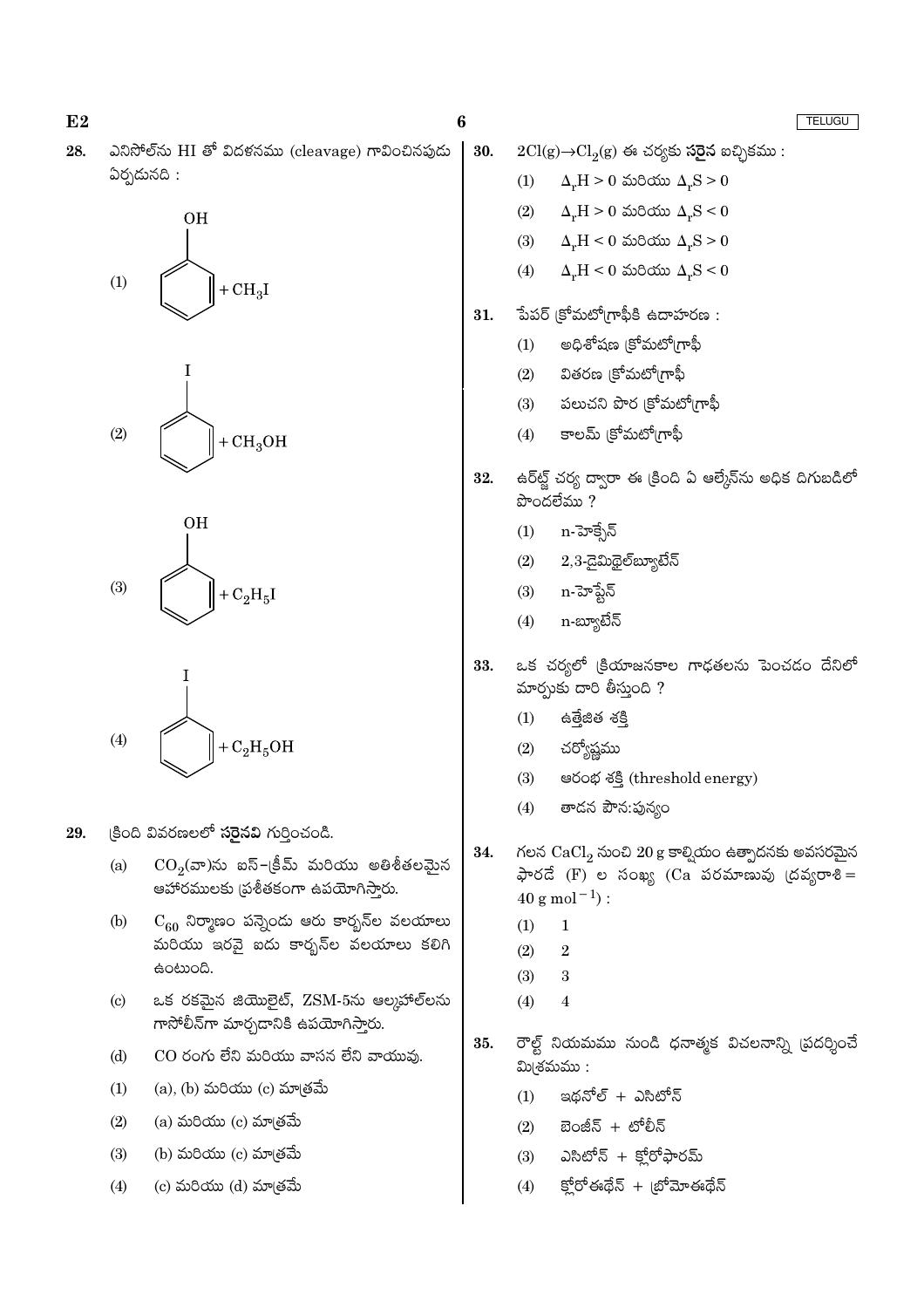28. ఎనిసోల్‌ను HI తో విదళనము (cleavage) గావించినపుడు ఏర్పడునది :

(1) (benzene ring with OH) $+ CH_3I$

(2) (benzene ring with I) $+ CH_3OH$

(3) (benzene ring with OH) $+ C_2H_5I$

(4) (benzene ring with I) $+ C_2H_5OH$

29. క్రింది వివరణలలో **సరైనవి** గుర్తించండి.

(a) $CO_2$(వా)ను ఐస్–క్రీమ్ మరియు అతిశీతలమైన ఆహారములకు ప్రశీతకంగా ఉపయోగిస్తారు.

(b) $C_{60}$ నిర్మాణం పన్నెండు ఆరు కార్బన్‌ల వలయాలు మరియు ఇరవై ఐదు కార్బన్‌ల వలయాలు కలిగి ఉంటుంది.

(c) ఒక రకమైన జియొలైట్, ZSM-5ను ఆల్కహాల్‌లను గాసోలీన్‌గా మార్చడానికి ఉపయోగిస్తారు.

(d) CO రంగు లేని మరియు వాసన లేని వాయువు.

(1) (a), (b) మరియు (c) మాత్రమే

(2) (a) మరియు (c) మాత్రమే

(3) (b) మరియు (c) మాత్రమే

(4) (c) మరియు (d) మాత్రమే

30. $2Cl(g) \rightarrow Cl_2(g)$ ఈ చర్యకు **సరైన** ఐచ్ఛికము :

(1) $\Delta_rH > 0$ మరియు $\Delta_rS > 0$

(2) $\Delta_rH > 0$ మరియు $\Delta_rS < 0$

(3) $\Delta_rH < 0$ మరియు $\Delta_rS > 0$

(4) $\Delta_rH < 0$ మరియు $\Delta_rS < 0$

31. పేపర్ క్రోమటోగ్రాఫీకి ఉదాహరణ :

(1) అధిశోషణ క్రోమటోగ్రాఫీ

(2) వితరణ క్రోమటోగ్రాఫీ

(3) పలుచని పొర క్రోమటోగ్రాఫీ

(4) కాలమ్ క్రోమటోగ్రాఫీ

32. ఉర్ట్జ్ చర్య ద్వారా ఈ క్రింది ఏ ఆల్కేన్‌ను అధిక దిగుబడిలో పొందలేము ?

(1) n-హెక్సేన్

(2) 2,3-డైమిథైల్‌బ్యూటేన్

(3) n-హెప్టేన్

(4) n-బ్యూటేన్

33. ఒక చర్యలో క్రియాజనకాల గాఢతలను పెంచడం దేనిలో మార్పుకు దారి తీస్తుంది ?

(1) ఉత్తేజిత శక్తి

(2) చర్యోష్ణము

(3) ఆరంభ శక్తి (threshold energy)

(4) తాడన పౌనఃపున్యం

34. గలన $CaCl_2$ నుంచి 20 g కాల్షియం ఉత్పాదనకు అవసరమైన ఫారడే (F) ల సంఖ్య (Ca పరమాణువు ద్రవ్యరాశి = $40 \text{ g mol}^{-1}$) :

(1) 1

(2) 2

(3) 3

(4) 4

35. రౌల్ట్ నియమము నుండి ధనాత్మక విచలనాన్ని ప్రదర్శించే మిశ్రమము :

(1) ఇథనోల్ + ఎసిటోన్

(2) బెంజీన్ + టోలీన్

(3) ఎసిటోన్ + క్లోరోఫారమ్

(4) క్లోరోఈథేన్ + బ్రోమోఈథేన్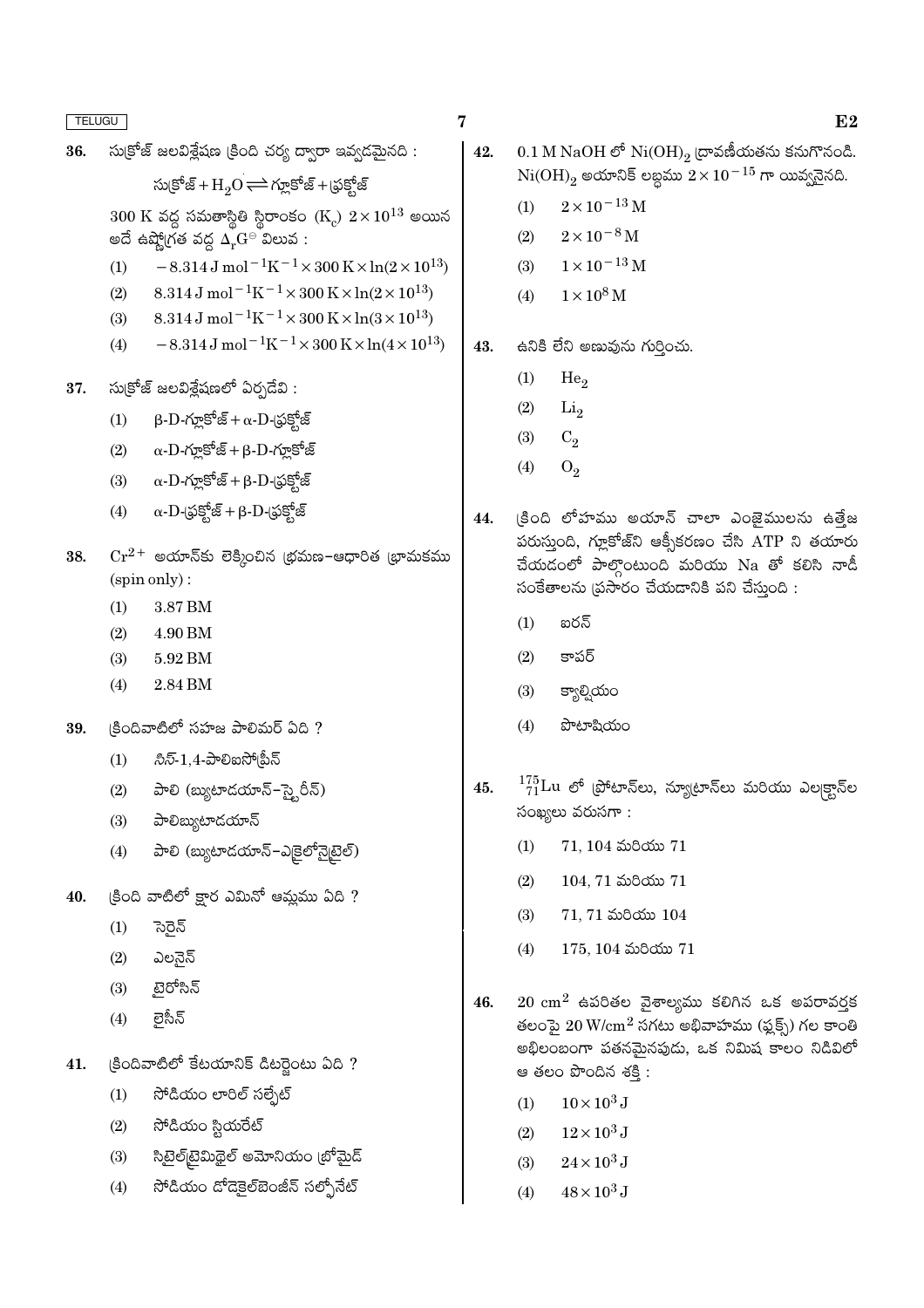36. సుక్రోజ్ జలవిశ్లేషణ క్రింది చర్య ద్వారా ఇవ్వడమైనది :

$$\text{సుక్రోజ్} + H_2O \rightleftharpoons \text{గ్లూకోజ్} + \text{ఫ్రక్టోజ్}$$

300 K వద్ద సమతాస్థితి స్థిరాంకం $(K_c)$ $2 \times 10^{13}$ అయిన అదే ఉష్ణోగ్రత వద్ద $\Delta_r G^\ominus$ విలువ :

(1) $-8.314\ \text{J mol}^{-1}\text{K}^{-1} \times 300\ \text{K} \times \ln(2 \times 10^{13})$

(2) $8.314\ \text{J mol}^{-1}\text{K}^{-1} \times 300\ \text{K} \times \ln(2 \times 10^{13})$

(3) $8.314\ \text{J mol}^{-1}\text{K}^{-1} \times 300\ \text{K} \times \ln(3 \times 10^{13})$

(4) $-8.314\ \text{J mol}^{-1}\text{K}^{-1} \times 300\ \text{K} \times \ln(4 \times 10^{13})$

37. సుక్రోజ్ జలవిశ్లేషణలో ఏర్పడేవి :

(1) β-D-గ్లూకోజ్ + α-D-ఫ్రక్టోజ్

(2) α-D-గ్లూకోజ్ + β-D-గ్లూకోజ్

(3) α-D-గ్లూకోజ్ + β-D-ఫ్రక్టోజ్

(4) α-D-ఫ్రక్టోజ్ + β-D-ఫ్రక్టోజ్

38. $Cr^{2+}$ అయాన్‌కు లెక్కించిన భ్రమణ–ఆధారిత భ్రామకము (spin only) :

(1) 3.87 BM

(2) 4.90 BM

(3) 5.92 BM

(4) 2.84 BM

39. క్రిందివాటిలో సహజ పాలిమర్ ఏది ?

(1) సిస్-1,4-పాలిఐసోప్రీన్

(2) పాలి (బ్యుటాడయాన్–స్టైరీన్)

(3) పాలిబ్యుటాడయాన్

(4) పాలి (బ్యుటాడయాన్–ఎక్రైలోనైట్రైల్)

40. క్రింది వాటిలో క్షార ఎమినో ఆమ్లము ఏది ?

(1) సెరైన్

(2) ఎలనైన్

(3) టైరోసిన్

(4) లైసీన్

41. క్రిందివాటిలో కేటయానిక్ డిటర్జెంటు ఏది ?

(1) సోడియం లారిల్ సల్ఫేట్

(2) సోడియం స్టియరేట్

(3) సిటైల్‌ట్రైమిథైల్ అమోనియం బ్రోమైడ్

(4) సోడియం డోడెకైల్‌బెంజీన్ సల్ఫోనేట్

42. 0.1 M NaOH లో $Ni(OH)_2$ ద్రావణీయతను కనుగొనండి. $Ni(OH)_2$ అయానిక్ లబ్ధము $2 \times 10^{-15}$ గా యివ్వనైనది.

(1) $2 \times 10^{-13}$ M

(2) $2 \times 10^{-8}$ M

(3) $1 \times 10^{-13}$ M

(4) $1 \times 10^{8}$ M

43. ఉనికి లేని అణువును గుర్తించు.

(1) $He_2$

(2) $Li_2$

(3) $C_2$

(4) $O_2$

44. క్రింది లోహము అయాన్ చాలా ఎంజైములను ఉత్తేజ పరుస్తుంది, గ్లూకోజ్‌ని ఆక్సీకరణం చేసి ATP ని తయారు చేయడంలో పాల్గొంటుంది మరియు Na తో కలిసి నాడీ సంకేతాలను ప్రసారం చేయడానికి పని చేస్తుంది :

(1) ఐరన్

(2) కాపర్

(3) క్యాల్షియం

(4) పొటాషియం

45. ${}^{175}_{71}Lu$ లో ప్రోటాన్‌లు, న్యూట్రాన్‌లు మరియు ఎలక్ట్రాన్‌ల సంఖ్యలు వరుసగా :

(1) 71, 104 మరియు 71

(2) 104, 71 మరియు 71

(3) 71, 71 మరియు 104

(4) 175, 104 మరియు 71

46. 20 $cm^2$ ఉపరితల వైశాల్యము కలిగిన ఒక అపరావర్తక తలంపై 20 $W/cm^2$ సగటు అభివాహము (ఫ్లక్స్) గల కాంతి అభిలంబంగా పతనమైనపుడు, ఒక నిమిష కాలం నిడివిలో ఆ తలం పొందిన శక్తి :

(1) $10 \times 10^3$ J

(2) $12 \times 10^3$ J

(3) $24 \times 10^3$ J

(4) $48 \times 10^3$ J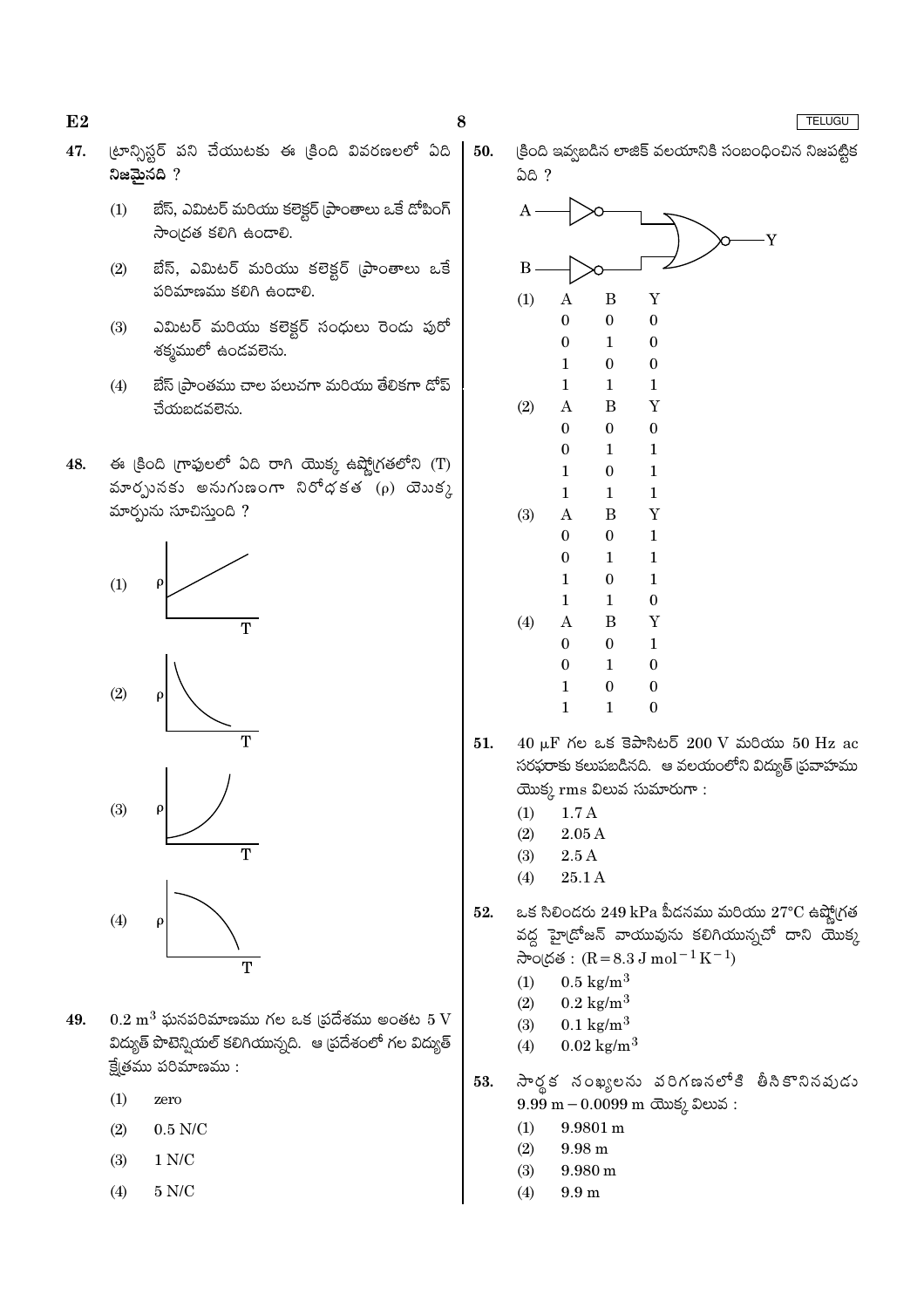47. ట్రాన్సిస్టర్ పని చేయుటకు ఈ క్రింది వివరణలలో ఏది **నిజమైనది** ?

(1) బేస్, ఎమిటర్ మరియు కలెక్టర్ ప్రాంతాలు ఒకే డోపింగ్ సాంద్రత కలిగి ఉండాలి.

(2) బేస్, ఎమిటర్ మరియు కలెక్టర్ ప్రాంతాలు ఒకే పరిమాణము కలిగి ఉండాలి.

(3) ఎమిటర్ మరియు కలెక్టర్ సంధులు రెండు పురో శక్మములో ఉండవలెను.

(4) బేస్ ప్రాంతము చాల పలుచగా మరియు తేలికగా డోప్ చేయబడవలెను.

48. ఈ క్రింది గ్రాఫులలో ఏది రాగి యొక్క ఉష్ణోగ్రతలోని (T) మార్పునకు అనుగుణంగా నిరోధకత ($\rho$) యొక్క మార్పును సూచిస్తుంది ?

(1) [Graph: $\rho$ vs T — straight line with positive intercept increasing]

(2) [Graph: $\rho$ vs T — decreasing curve]

(3) [Graph: $\rho$ vs T — increasing curve from non-zero intercept]

(4) [Graph: $\rho$ vs T — decreasing concave-down curve]

49. $0.2 \text{ m}^3$ ఘనపరిమాణము గల ఒక ప్రదేశము అంతట 5 V విద్యుత్ పొటెన్షియల్ కలిగియున్నది. ఆ ప్రదేశంలో గల విద్యుత్ క్షేత్రము పరిమాణము :

(1) zero

(2) 0.5 N/C

(3) 1 N/C

(4) 5 N/C

50. క్రింది ఇవ్వబడిన లాజిక్ వలయానికి సంబంధించిన నిజపట్టిక ఏది ?

[Circuit: A → NOT, B → NOT, both into NOR gate → Y]

(1)

| A | B | Y |
|---|---|---|
| 0 | 0 | 0 |
| 0 | 1 | 0 |
| 1 | 0 | 0 |
| 1 | 1 | 1 |

(2)

| A | B | Y |
|---|---|---|
| 0 | 0 | 0 |
| 0 | 1 | 1 |
| 1 | 0 | 1 |
| 1 | 1 | 1 |

(3)

| A | B | Y |
|---|---|---|
| 0 | 0 | 1 |
| 0 | 1 | 1 |
| 1 | 0 | 1 |
| 1 | 1 | 0 |

(4)

| A | B | Y |
|---|---|---|
| 0 | 0 | 1 |
| 0 | 1 | 0 |
| 1 | 0 | 0 |
| 1 | 1 | 0 |

51. $40 \ \mu\text{F}$ గల ఒక కెపాసిటర్ 200 V మరియు 50 Hz ac సరఫరాకు కలుపబడినది. ఆ వలయంలోని విద్యుత్ ప్రవాహము యొక్క rms విలువ సుమారుగా :

(1) 1.7 A

(2) 2.05 A

(3) 2.5 A

(4) 25.1 A

52. ఒక సిలిండరు 249 kPa పీడనము మరియు $27°\text{C}$ ఉష్ణోగ్రత వద్ద హైడ్రోజన్ వాయువును కలిగియున్నచో దాని యొక్క సాంద్రత : $(R = 8.3 \text{ J mol}^{-1} \text{K}^{-1})$

(1) $0.5 \text{ kg/m}^3$

(2) $0.2 \text{ kg/m}^3$

(3) $0.1 \text{ kg/m}^3$

(4) $0.02 \text{ kg/m}^3$

53. సార్థక సంఖ్యలను పరిగణనలోకి తీసికొనినపుడు $9.99 \text{ m} - 0.0099 \text{ m}$ యొక్క విలువ :

(1) 9.9801 m

(2) 9.98 m

(3) 9.980 m

(4) 9.9 m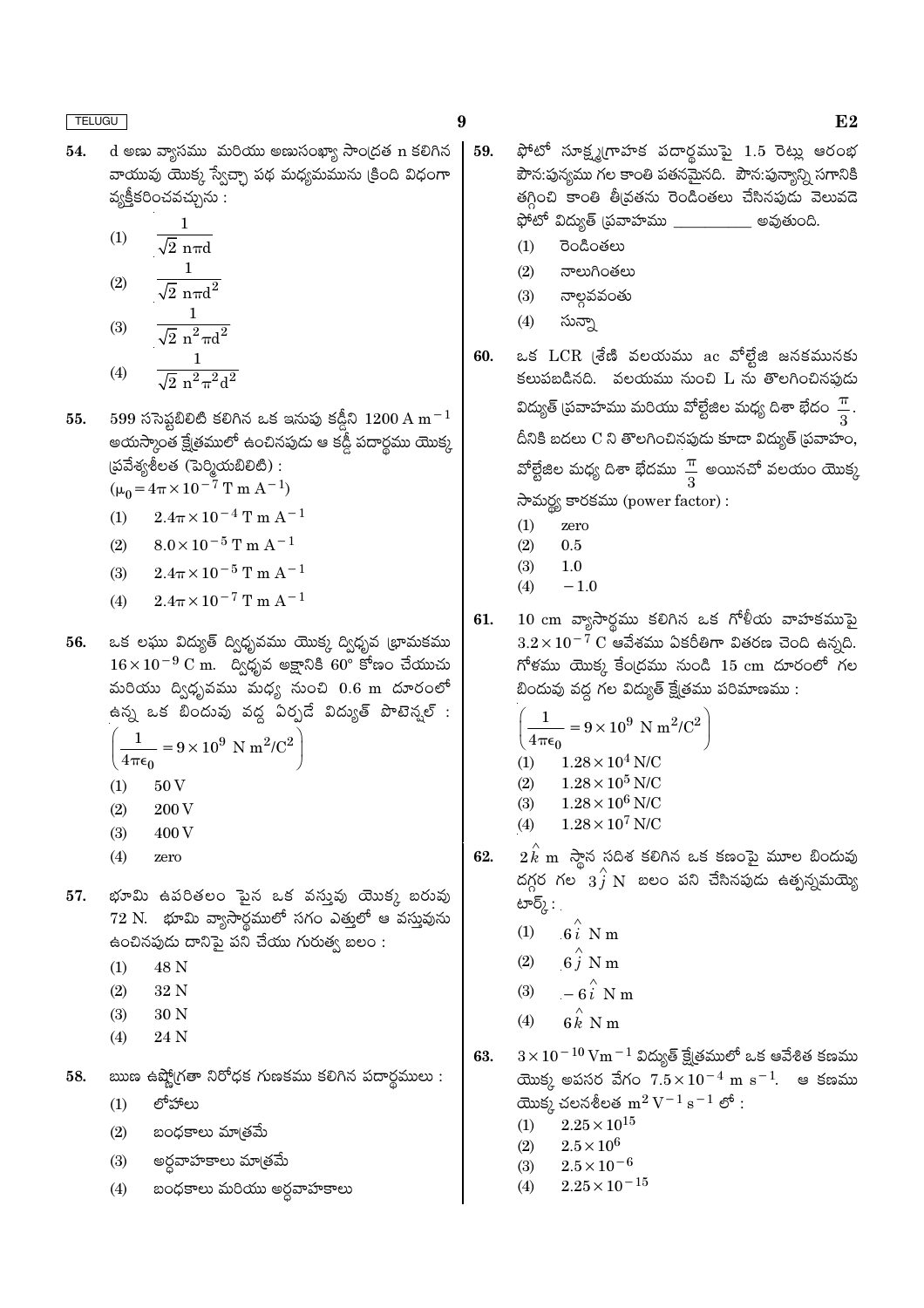54. d అణు వ్యాసము మరియు అణుసంఖ్యా సాంద్రత n కలిగిన వాయువు యొక్క స్వేచ్ఛా పథ మధ్యమమును క్రింది విధంగా వ్యక్తీకరించవచ్చును :

(1) $\frac{1}{\sqrt{2}\ n\pi d}$

(2) $\frac{1}{\sqrt{2}\ n\pi d^2}$

(3) $\frac{1}{\sqrt{2}\ n^2\pi d^2}$

(4) $\frac{1}{\sqrt{2}\ n^2\pi^2 d^2}$

55. 599 ససెప్టబిలిటి కలిగిన ఒక ఇనుపు కడ్డీని $1200\ \text{A m}^{-1}$ అయస్కాంత క్షేత్రములో ఉంచినపుడు ఆ కడ్డీ పదార్థము యొక్క ప్రవేశ్యశీలత (పెర్మియబిలిటి) :
$(\mu_0 = 4\pi \times 10^{-7}\ \text{T m A}^{-1})$

(1) $2.4\pi \times 10^{-4}\ \text{T m A}^{-1}$

(2) $8.0 \times 10^{-5}\ \text{T m A}^{-1}$

(3) $2.4\pi \times 10^{-5}\ \text{T m A}^{-1}$

(4) $2.4\pi \times 10^{-7}\ \text{T m A}^{-1}$

56. ఒక లఘు విద్యుత్ ద్విధ్రువము యొక్క ద్విధ్రువ భ్రామకము $16 \times 10^{-9}$ C m. ద్విధ్రువ అక్షానికి 60° కోణం చేయుచు మరియు ద్విధ్రువము మధ్య నుంచి 0.6 m దూరంలో ఉన్న ఒక బిందువు వద్ద ఏర్పడే విద్యుత్ పొటెన్షల్ :
$\left(\frac{1}{4\pi\epsilon_0} = 9 \times 10^9\ \text{N m}^2/\text{C}^2\right)$

(1) 50 V

(2) 200 V

(3) 400 V

(4) zero

57. భూమి ఉపరితలం పైన ఒక వస్తువు యొక్క బరువు 72 N. భూమి వ్యాసార్ధములో సగం ఎత్తులో ఆ వస్తువును ఉంచినపుడు దానిపై పని చేయు గురుత్వ బలం :

(1) 48 N

(2) 32 N

(3) 30 N

(4) 24 N

58. ఋణ ఉష్ణోగ్రతా నిరోధక గుణకము కలిగిన పదార్థములు :

(1) లోహాలు

(2) బంధకాలు మాత్రమే

(3) అర్ధవాహకాలు మాత్రమే

(4) బంధకాలు మరియు అర్ధవాహకాలు

59. ఫోటో సూక్ష్మగ్రాహక పదార్థముపై 1.5 రెట్లు ఆరంభ పౌనఃపున్యము గల కాంతి పతనమైనది. పౌనఃపున్యాన్ని సగానికి తగ్గించి కాంతి తీవ్రతను రెండింతలు చేసినపుడు వెలువడే ఫోటో విద్యుత్ ప్రవాహము __________ అవుతుంది.

(1) రెండింతలు

(2) నాలుగింతలు

(3) నాల్గవవంతు

(4) సున్నా

60. ఒక LCR శ్రేణి వలయము ac వోల్టేజి జనకమునకు కలుపబడినది. వలయము నుంచి L ను తొలగించినపుడు విద్యుత్ ప్రవాహము మరియు వోల్టేజిల మధ్య దిశా భేదం $\frac{\pi}{3}$. దీనికి బదులు C ని తొలగించినపుడు కూడా విద్యుత్ ప్రవాహం, వోల్టేజిల మధ్య దిశా భేదము $\frac{\pi}{3}$ అయినచో వలయం యొక్క సామర్థ్య కారకము (power factor) :

(1) zero

(2) 0.5

(3) 1.0

(4) −1.0

61. 10 cm వ్యాసార్థము కలిగిన ఒక గోళీయ వాహకముపై $3.2 \times 10^{-7}$ C ఆవేశము ఏకరీతిగా వితరణ చెంది ఉన్నది. గోళము యొక్క కేంద్రము నుండి 15 cm దూరంలో గల బిందువు వద్ద గల విద్యుత్ క్షేత్రము పరిమాణము :
$\left(\frac{1}{4\pi\epsilon_0} = 9 \times 10^9\ \text{N m}^2/\text{C}^2\right)$

(1) $1.28 \times 10^4$ N/C

(2) $1.28 \times 10^5$ N/C

(3) $1.28 \times 10^6$ N/C

(4) $1.28 \times 10^7$ N/C

62. $2\hat{k}$ m స్థాన సదిశ కలిగిన ఒక కణంపై మూల బిందువు దగ్గర గల $3\hat{j}$ N బలం పని చేసినపుడు ఉత్పన్నమయ్యే టార్క్ :

(1) $6\hat{i}$ N m

(2) $6\hat{j}$ N m

(3) $-6\hat{i}$ N m

(4) $6\hat{k}$ N m

63. $3 \times 10^{-10}\ \text{V m}^{-1}$ విద్యుత్ క్షేత్రములో ఒక ఆవేశిత కణము యొక్క అపసర వేగం $7.5 \times 10^{-4}\ \text{m s}^{-1}$. ఆ కణము యొక్క చలనశీలత $\text{m}^2\ \text{V}^{-1}\ \text{s}^{-1}$ లో :

(1) $2.25 \times 10^{15}$

(2) $2.5 \times 10^6$

(3) $2.5 \times 10^{-6}$

(4) $2.25 \times 10^{-15}$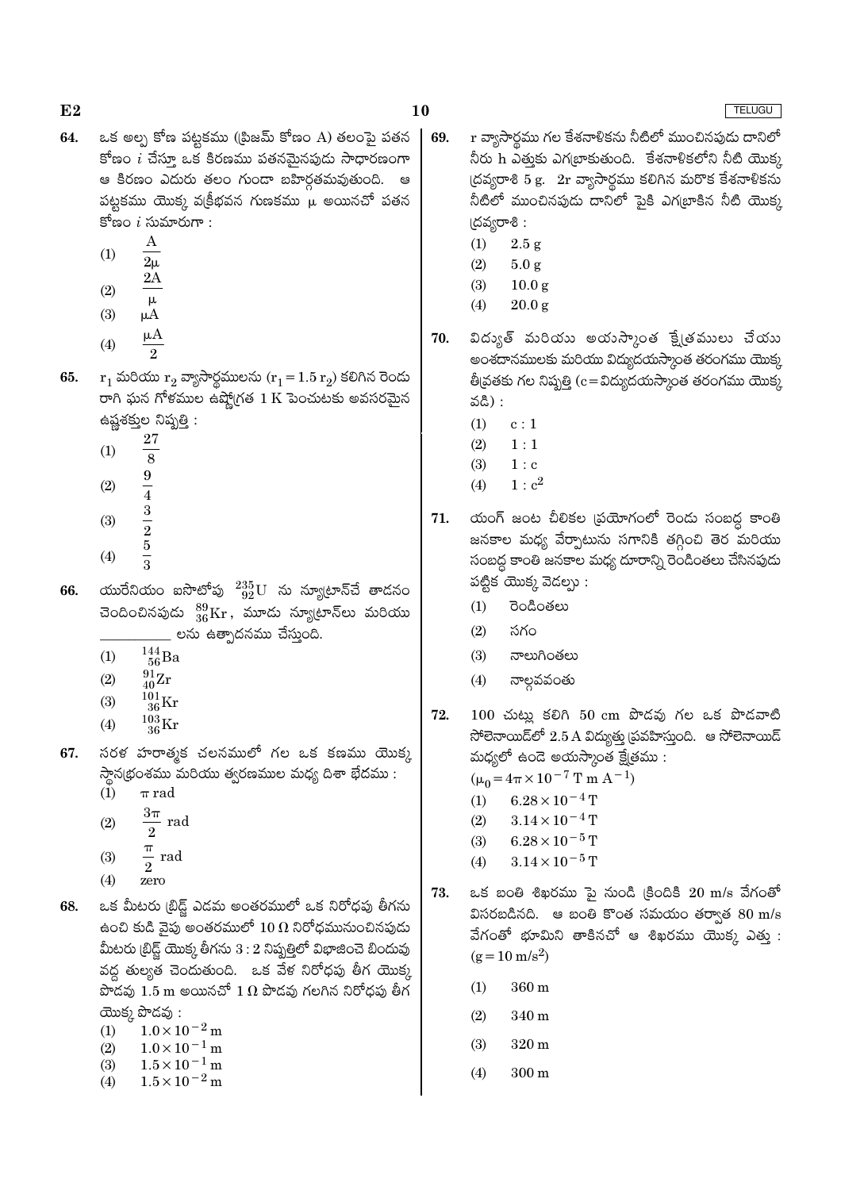64. ఒక అల్ప కోణ పట్టకము (ప్రిజమ్ కోణం A) తలంపై పతన కోణం $i$ చేస్తూ ఒక కిరణము పతనమైనపుడు సాధారణంగా ఆ కిరణం ఎదురు తలం గుండా బహిర్గతమవుతుంది. ఆ పట్టకము యొక్క వక్రీభవన గుణకము $\mu$ అయినచో పతన కోణం $i$ సుమారుగా :

(1) $\frac{A}{2\mu}$

(2) $\frac{2A}{\mu}$

(3) $\mu A$

(4) $\frac{\mu A}{2}$

65. $r_1$ మరియు $r_2$ వ్యాసార్థములను ($r_1 = 1.5\, r_2$) కలిగిన రెండు రాగి ఘన గోళముల ఉష్ణోగ్రత 1 K పెంచుటకు అవసరమైన ఉష్ణశక్తుల నిష్పత్తి :

(1) $\frac{27}{8}$

(2) $\frac{9}{4}$

(3) $\frac{3}{2}$

(4) $\frac{5}{3}$

66. యురేనియం ఐసోటోపు $^{235}_{92}U$ ను న్యూట్రాన్‌చే తాడనం చెందించినపుడు $^{89}_{36}Kr$, మూడు న్యూట్రాన్‌లు మరియు \_\_\_\_\_\_\_\_\_\_ లను ఉత్పాదనము చేస్తుంది.

(1) $^{144}_{56}Ba$

(2) $^{91}_{40}Zr$

(3) $^{101}_{36}Kr$

(4) $^{103}_{36}Kr$

67. సరళ హరాత్మక చలనములో గల ఒక కణము యొక్క స్థానభ్రంశము మరియు త్వరణముల మధ్య దిశా భేదము :

(1) $\pi$ rad

(2) $\frac{3\pi}{2}$ rad

(3) $\frac{\pi}{2}$ rad

(4) zero

68. ఒక మీటరు బ్రిడ్జ్ ఎడమ అంతరములో ఒక నిరోధపు తీగను ఉంచి కుడి వైపు అంతరములో 10 Ω నిరోధమునుంచినపుడు మీటరు బ్రిడ్జ్ యొక్క తీగను 3 : 2 నిష్పత్తిలో విభాజించె బిందువు వద్ద తుల్యత చెందుతుంది. ఒక వేళ నిరోధపు తీగ యొక్క పొడవు 1.5 m అయినచో 1 Ω పొడవు గలగిన నిరోధపు తీగ యొక్క పొడవు :

(1) $1.0 \times 10^{-2}$ m

(2) $1.0 \times 10^{-1}$ m

(3) $1.5 \times 10^{-1}$ m

(4) $1.5 \times 10^{-2}$ m

69. r వ్యాసార్థము గల కేశనాళికను నీటిలో ముంచినపుడు దానిలో నీరు h ఎత్తుకు ఎగబ్రాకుతుంది. కేశనాళికలోని నీటి యొక్క ద్రవ్యరాశి 5 g. 2r వ్యాసార్థము కలిగిన మరొక కేశనాళికను నీటిలో ముంచినపుడు దానిలో పైకి ఎగబ్రాకిన నీటి యొక్క ద్రవ్యరాశి :

(1) 2.5 g

(2) 5.0 g

(3) 10.0 g

(4) 20.0 g

70. విద్యుత్ మరియు అయస్కాంత క్షేత్రములు చేయు అంశదానములకు మరియు విద్యుదయస్కాంత తరంగము యొక్క తీవ్రతకు గల నిష్పత్తి (c = విద్యుదయస్కాంత తరంగము యొక్క వడి) :

(1) c : 1

(2) 1 : 1

(3) 1 : c

(4) 1 : $c^2$

71. యంగ్ జంట చీలికల ప్రయోగంలో రెండు సంబద్ధ కాంతి జనకాల మధ్య వేర్పాటును సగానికి తగ్గించి తెర మరియు సంబద్ధ కాంతి జనకాల మధ్య దూరాన్ని రెండింతలు చేసినపుడు పట్టిక యొక్క వెడల్పు :

(1) రెండింతలు

(2) సగం

(3) నాలుగింతలు

(4) నాల్గవవంతు

72. 100 చుట్లు కలిగి 50 cm పొడవు గల ఒక పొడవాటి సోలెనాయిడ్‌లో 2.5 A విద్యుత్తు ప్రవహిస్తుంది. ఆ సోలెనాయిడ్ మధ్యలో ఉండె అయస్కాంత క్షేత్రము :

($\mu_0 = 4\pi \times 10^{-7}$ T m $A^{-1}$)

(1) $6.28 \times 10^{-4}$ T

(2) $3.14 \times 10^{-4}$ T

(3) $6.28 \times 10^{-5}$ T

(4) $3.14 \times 10^{-5}$ T

73. ఒక బంతి శిఖరము పై నుండి క్రిందికి 20 m/s వేగంతో విసరబడినది. ఆ బంతి కొంత సమయం తర్వాత 80 m/s వేగంతో భూమిని తాకినచో ఆ శిఖరము యొక్క ఎత్తు : ($g = 10$ m/$s^2$)

(1) 360 m

(2) 340 m

(3) 320 m

(4) 300 m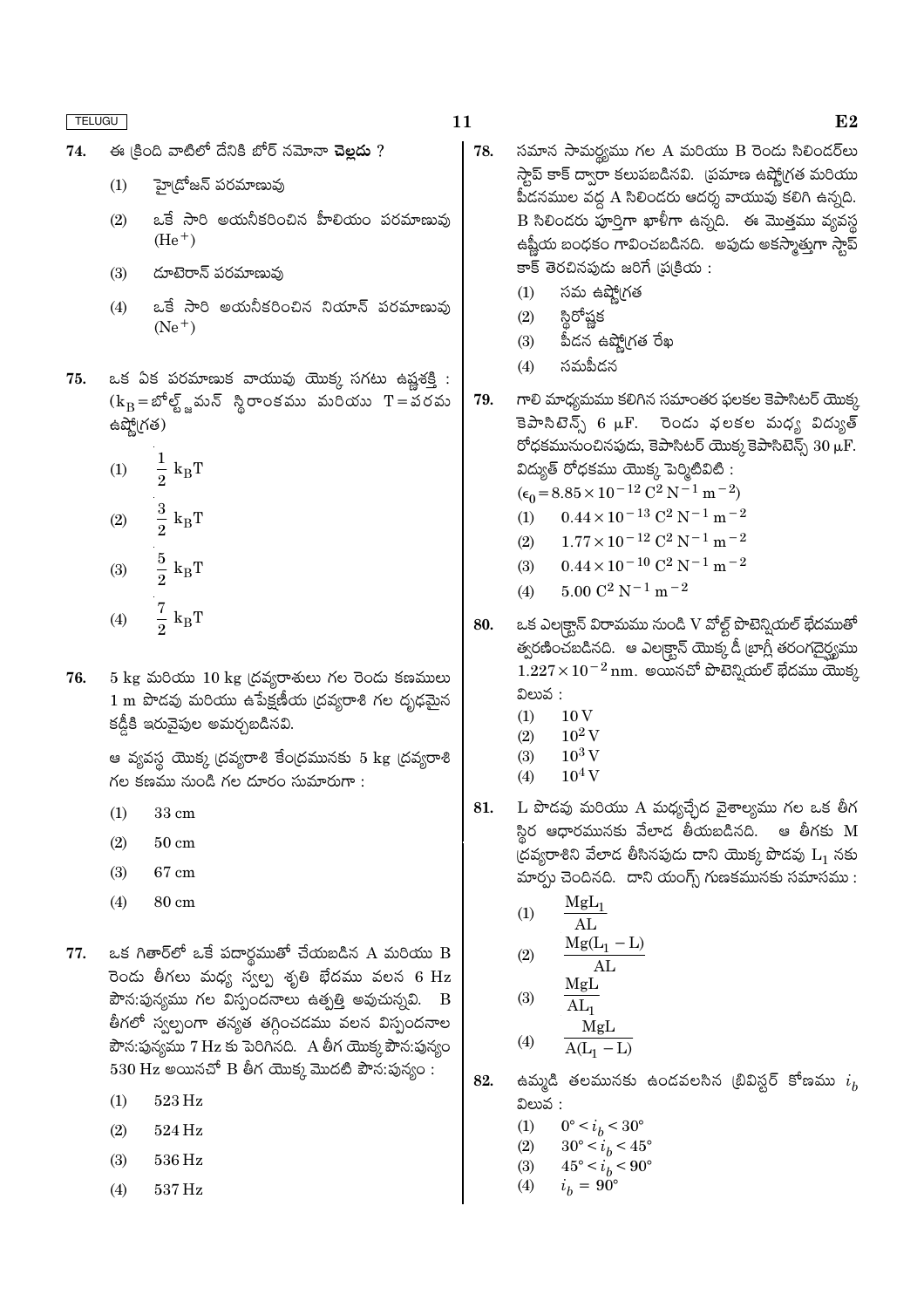74. ఈ క్రింది వాటిలో దేనికి బోర్ నమోనా **చెల్లదు** ?

(1) హైడ్రోజన్ పరమాణువు

(2) ఒకే సారి అయనీకరించిన హీలియం పరమాణువు ($He^+$)

(3) డూటెరాన్ పరమాణువు

(4) ఒకే సారి అయనీకరించిన నియాన్ పరమాణువు ($Ne^+$)

75. ఒక ఏక పరమాణుక వాయువు యొక్క సగటు ఉష్ణశక్తి : ($k_B$ = బోల్ట్జ్‌మన్ స్థిరాంకము మరియు T = పరమ ఉష్ణోగ్రత)

(1) $\frac{1}{2}\ k_BT$

(2) $\frac{3}{2}\ k_BT$

(3) $\frac{5}{2}\ k_BT$

(4) $\frac{7}{2}\ k_BT$

76. 5 kg మరియు 10 kg ద్రవ్యరాశులు గల రెండు కణములు 1 m పొడవు మరియు ఉపేక్షణీయ ద్రవ్యరాశి గల దృఢమైన కడ్డీకి ఇరువైపుల అమర్చబడినవి.

ఆ వ్యవస్థ యొక్క ద్రవ్యరాశి కేంద్రమునకు 5 kg ద్రవ్యరాశి గల కణము నుండి గల దూరం సుమారుగా :

(1) 33 cm

(2) 50 cm

(3) 67 cm

(4) 80 cm

77. ఒక గితార్‌లో ఒకే పదార్థముతో చేయబడిన A మరియు B రెండు తీగలు మధ్య స్వల్ప శృతి భేదము వలన 6 Hz పౌనఃపున్యము గల విస్పందనాలు ఉత్పత్తి అవుచున్నవి. B తీగలో స్వల్పంగా తన్యత తగ్గించడము వలన విస్పందనాల పౌనఃపున్యము 7 Hz కు పెరిగినది. A తీగ యొక్క పౌనఃపున్యం 530 Hz అయినచో B తీగ యొక్క మొదటి పౌనఃపున్యం :

(1) 523 Hz

(2) 524 Hz

(3) 536 Hz

(4) 537 Hz

78. సమాన సామర్థ్యము గల A మరియు B రెండు సిలిండర్‌లు స్టాప్ కాక్ ద్వారా కలుపబడినవి. ప్రమాణ ఉష్ణోగ్రత మరియు పీడనముల వద్ద A సిలిండరు ఆదర్శ వాయువు కలిగి ఉన్నది. B సిలిండరు పూర్తిగా ఖాళీగా ఉన్నది. ఈ మొత్తము వ్యవస్థ ఉష్ణీయ బంధకం గావించబడినది. అపుడు అకస్మాత్తుగా స్టాప్ కాక్ తెరచినపుడు జరిగే ప్రక్రియ :

(1) సమ ఉష్ణోగ్రత

(2) స్థిరోష్ణక

(3) పీడన ఉష్ణోగ్రత రేఖ

(4) సమపీడన

79. గాలి మాధ్యమము కలిగిన సమాంతర ఫలకల కెపాసిటర్ యొక్క కెపాసిటెన్స్ 6 μF. రెండు ఫలకల మధ్య విద్యుత్ రోధకమునుంచినపుడు, కెపాసిటర్ యొక్క కెపాసిటెన్స్ 30 μF. విద్యుత్ రోధకము యొక్క పెర్మిటివిటి :
($\epsilon_0 = 8.85 \times 10^{-12}\ C^2\ N^{-1}\ m^{-2}$)

(1) $0.44 \times 10^{-13}\ C^2\ N^{-1}\ m^{-2}$

(2) $1.77 \times 10^{-12}\ C^2\ N^{-1}\ m^{-2}$

(3) $0.44 \times 10^{-10}\ C^2\ N^{-1}\ m^{-2}$

(4) $5.00\ C^2\ N^{-1}\ m^{-2}$

80. ఒక ఎలక్ట్రాన్ విరామము నుండి V వోల్ట్ పొటెన్షియల్ భేదముతో త్వరణించబడినది. ఆ ఎలక్ట్రాన్ యొక్క డీ బ్రాగ్లీ తరంగదైర్ఘ్యము $1.227 \times 10^{-2}$ nm. అయినచో పొటెన్షియల్ భేదము యొక్క విలువ :

(1) 10 V

(2) $10^2$ V

(3) $10^3$ V

(4) $10^4$ V

81. L పొడవు మరియు A మధ్యచ్ఛేద వైశాల్యము గల ఒక తీగ స్థిర ఆధారమునకు వేలాడ తీయబడినది. ఆ తీగకు M ద్రవ్యరాశిని వేలాడ తీసినపుడు దాని యొక్క పొడవు $L_1$ నకు మార్పు చెందినది. దాని యంగ్స్ గుణకమునకు సమాసము :

(1) $\frac{MgL_1}{AL}$

(2) $\frac{Mg(L_1 - L)}{AL}$

(3) $\frac{MgL}{AL_1}$

(4) $\frac{MgL}{A(L_1 - L)}$

82. ఉమ్మడి తలమునకు ఉండవలసిన బ్రివిస్టర్ కోణము $i_b$ విలువ :

(1) $0° < i_b < 30°$

(2) $30° < i_b < 45°$

(3) $45° < i_b < 90°$

(4) $i_b = 90°$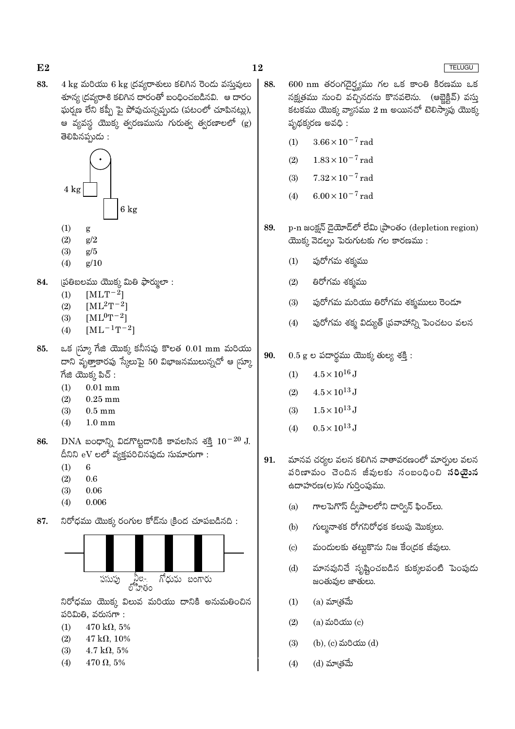83. 4 kg మరియు 6 kg ద్రవ్యరాశులు కలిగిన రెండు వస్తువులు శూన్య ద్రవ్యరాశి కలిగిన దారంతో బంధించబడినవి. ఆ దారం ఘర్షణ లేని కప్పీ పై పోవుచున్నప్పుడు (పటంలో చూపినట్లు), ఆ వ్యవస్థ యొక్క త్వరణమును గురుత్వ త్వరణాలలో (g) తెలిపినప్పుడు :

4 kg

6 kg

(1) g
(2) g/2
(3) g/5
(4) g/10

84. ప్రతిబలము యొక్క మితి ఫార్ములా :
(1) $[MLT^{-2}]$
(2) $[ML^2T^{-2}]$
(3) $[ML^0T^{-2}]$
(4) $[ML^{-1}T^{-2}]$

85. ఒక స్క్రూ గేజి యొక్క కనీసపు కొలత 0.01 mm మరియు దాని వృత్తాకారపు స్కేలుపై 50 విభాజనములున్నచో ఆ స్క్రూ గేజి యొక్క పిచ్ :
(1) 0.01 mm
(2) 0.25 mm
(3) 0.5 mm
(4) 1.0 mm

86. DNA బంధాన్ని విడగొట్టడానికి కావలసిన శక్తి $10^{-20}$ J. దీనిని eV లలో వ్యక్తపరిచినపుడు సుమారుగా :
(1) 6
(2) 0.6
(3) 0.06
(4) 0.006

87. నిరోధము యొక్క రంగుల కోడ్‌ను క్రింద చూపబడినది :

పసుపు  నీలి-లోహితం  గోధుమ  బంగారు

నిరోధము యొక్క విలువ మరియు దానికి అనుమతించిన పరిమితి, వరుసగా :
(1) 470 kΩ, 5%
(2) 47 kΩ, 10%
(3) 4.7 kΩ, 5%
(4) 470 Ω, 5%

88. 600 nm తరంగదైర్ఘ్యము గల ఒక కాంతి కిరణము ఒక నక్షత్రము నుంచి వచ్చినదను కొనవలెను. (ఆబ్జెక్టివ్) వస్తు కటకము యొక్క వ్యాసము 2 m అయినచో టెలిస్కోపు యొక్క పృథక్కరణ అవధి :
(1) $3.66 \times 10^{-7}$ rad
(2) $1.83 \times 10^{-7}$ rad
(3) $7.32 \times 10^{-7}$ rad
(4) $6.00 \times 10^{-7}$ rad

89. p-n జంక్షన్ డైయోడ్‌లో లేమి ప్రాంతం (depletion region) యొక్క వెడల్పు పెరుగుటకు గల కారణము :
(1) పురోగమ శక్మము
(2) తిరోగమ శక్మము
(3) పురోగమ మరియు తిరోగమ శక్మములు రెండూ
(4) పురోగమ శక్మ విద్యుత్ ప్రవాహాన్ని పెంచటం వలన

90. 0.5 g ల పదార్థము యొక్క తుల్య శక్తి :
(1) $4.5 \times 10^{16}$ J
(2) $4.5 \times 10^{13}$ J
(3) $1.5 \times 10^{13}$ J
(4) $0.5 \times 10^{13}$ J

91. మానవ చర్యల వలన కలిగిన వాతావరణంలో మార్పుల వలన పరిణామం చెందిన జీవులకు సంబంధించి **సరియైన** ఉదాహరణ(ల)ను గుర్తింపుము.
(a) గాలపెగొస్ ద్వీపాలలోని డార్విన్ ఫించ్‌లు.
(b) గుల్మనాశక రోగనిరోధక కలుపు మొక్కలు.
(c) మందులకు తట్టుకొను నిజ కేంద్రక జీవులు.
(d) మానవునిచే సృష్టించబడిన కుక్కలవంటి పెంపుడు జంతువుల జాతులు.

(1) (a) మాత్రమే
(2) (a) మరియు (c)
(3) (b), (c) మరియు (d)
(4) (d) మాత్రమే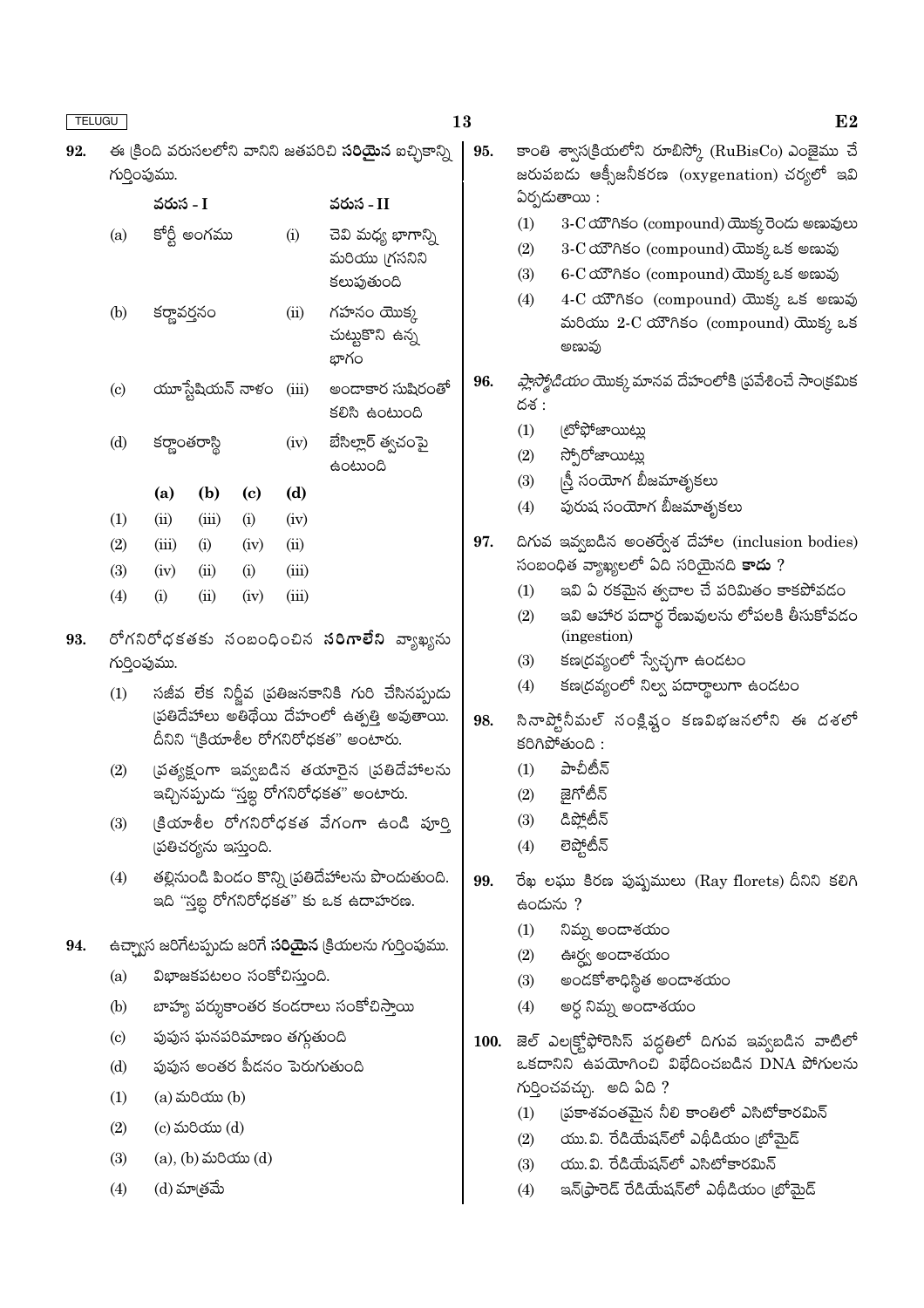92. ఈ క్రింది వరుసలలోని వానిని జతపరిచి **సరియైన** ఐచ్ఛికాన్ని గుర్తింపుము.

| | వరుస - I | | వరుస - II |
|---|---|---|---|
| (a) | కోర్టీ అంగము | (i) | చెవి మధ్య భాగాన్ని మరియు గ్రసనిని కలుపుతుంది |
| (b) | కర్ణావర్తనం | (ii) | గహనం యొక్క చుట్టుకొని ఉన్న భాగం |
| (c) | యూస్టేషియన్ నాళం | (iii) | అండాకార సుషిరంతో కలిసి ఉంటుంది |
| (d) | కర్ణాంతరాస్థి | (iv) | బేసిల్లార్ త్వచంపై ఉంటుంది |

| | (a) | (b) | (c) | (d) |
|---|---|---|---|---|
| (1) | (ii) | (iii) | (i) | (iv) |
| (2) | (iii) | (i) | (iv) | (ii) |
| (3) | (iv) | (ii) | (i) | (iii) |
| (4) | (i) | (ii) | (iv) | (iii) |

93. రోగనిరోధకతకు సంబంధించిన **సరిగాలేని** వ్యాఖ్యను గుర్తింపుము.

(1) సజీవ లేక నిర్జీవ ప్రతిజనకానికి గురి చేసినప్పుడు ప్రతిదేహాలు అతిథేయి దేహంలో ఉత్పత్తి అవుతాయి. దీనిని "క్రియాశీల రోగనిరోధకత" అంటారు.

(2) ప్రత్యక్షంగా ఇవ్వబడిన తయారైన ప్రతిదేహాలను ఇచ్చినప్పుడు "స్తబ్ధ రోగనిరోధకత" అంటారు.

(3) క్రియాశీల రోగనిరోధకత వేగంగా ఉండి పూర్తి ప్రతిచర్యను ఇస్తుంది.

(4) తల్లినుండి పిండం కొన్ని ప్రతిదేహాలను పొందుతుంది. ఇది "స్తబ్ధ రోగనిరోధకత" కు ఒక ఉదాహరణ.

94. ఉచ్ఛ్వాస జరిగేటప్పుడు జరిగే **సరియైన** క్రియలను గుర్తింపుము.

(a) విభాజకపటలం సంకోచిస్తుంది.

(b) బాహ్య పర్శుకాంతర కండరాలు సంకోచిస్తాయి

(c) పుపుస ఘనపరిమాణం తగ్గుతుంది

(d) పుపుస అంతర పీడనం పెరుగుతుంది

(1) (a) మరియు (b)

(2) (c) మరియు (d)

(3) (a), (b) మరియు (d)

(4) (d) మాత్రమే

95. కాంతి శ్వాసక్రియలోని రూబిస్కో (RuBisCo) ఎంజైము చే జరుపబడు ఆక్సీజనీకరణ (oxygenation) చర్యలో ఇవి ఏర్పడుతాయి :

(1) 3-C యౌగికం (compound) యొక్క రెండు అణువులు

(2) 3-C యౌగికం (compound) యొక్క ఒక అణువు

(3) 6-C యౌగికం (compound) యొక్క ఒక అణువు

(4) 4-C యౌగికం (compound) యొక్క ఒక అణువు మరియు 2-C యౌగికం (compound) యొక్క ఒక అణువు

96. *ప్లాస్మోడియం* యొక్క మానవ దేహంలోకి ప్రవేశించే సాంక్రమిక దశ :

(1) ట్రోఫోజాయిట్లు

(2) స్పోరోజాయిట్లు

(3) స్త్రీ సంయోగ బీజమాతృకలు

(4) పురుష సంయోగ బీజమాతృకలు

97. దిగువ ఇవ్వబడిన అంతర్వేశ దేహాల (inclusion bodies) సంబంధిత వ్యాఖ్యలలో ఏది సరియైనది **కాదు** ?

(1) ఇవి ఏ రకమైన త్వచాల చే పరిమితం కాకపోవడం

(2) ఇవి ఆహార పదార్థ రేణువులను లోపలకి తీసుకోవడం (ingestion)

(3) కణద్రవ్యంలో స్వేచ్ఛగా ఉండటం

(4) కణద్రవ్యంలో నిల్వ పదార్థాలుగా ఉండటం

98. సినాప్టోనీమల్ సంక్లిష్టం కణవిభజనలోని ఈ దశలో కరిగిపోతుంది :

(1) పాచీటీన్

(2) జైగోటీన్

(3) డిప్లోటీన్

(4) లెప్టోటీన్

99. రేఖ లఘు కిరణ పుష్పములు (Ray florets) దీనిని కలిగి ఉండును ?

(1) నిమ్న అండాశయం

(2) ఊర్ధ్వ అండాశయం

(3) అండకోశాధిస్థిత అండాశయం

(4) అర్ధ నిమ్న అండాశయం

100. జెల్ ఎలక్ట్రోఫోరెసిస్ పద్ధతిలో దిగువ ఇవ్వబడిన వాటిలో ఒకదానిని ఉపయోగించి విభేదించబడిన DNA పోగులను గుర్తించవచ్చు. అది ఏది ?

(1) ప్రకాశవంతమైన నీలి కాంతిలో ఎసిటోకారమిన్

(2) యు.వి. రేడియేషన్‌లో ఎథీడియం బ్రోమైడ్

(3) యు.వి. రేడియేషన్‌లో ఎసిటోకారమిన్

(4) ఇన్‌ఫ్రారెడ్ రేడియేషన్‌లో ఎథీడియం బ్రోమైడ్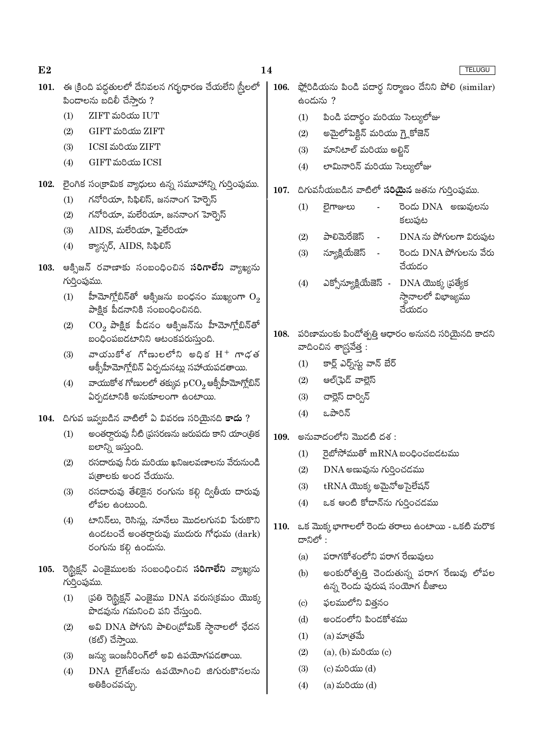101. ఈ క్రింది పద్ధతులలో దేనివలన గర్భధారణ చేయలేని స్త్రీలలో పిండాలను బదిలీ చేస్తారు ?

(1) ZIFT మరియు IUT
(2) GIFT మరియు ZIFT
(3) ICSI మరియు ZIFT
(4) GIFT మరియు ICSI

102. లైంగిక సంక్రామిక వ్యాధులు ఉన్న సమూహాన్ని గుర్తింపుము.

(1) గనోరియా, సిఫిలిస్, జననాంగ హెర్పెస్
(2) గనోరియా, మలేరియా, జననాంగ హెర్పెస్
(3) AIDS, మలేరియా, ఫైలేరియా
(4) క్యాన్సర్, AIDS, సిఫిలిస్

103. ఆక్సిజన్ రవాణాకు సంబంధించిన **సరిగాలేని** వ్యాఖ్యను గుర్తింపుము.

(1) హీమోగ్లోబిన్‌తో ఆక్సిజను బంధనం ముఖ్యంగా $O_2$ పాక్షిక పీడనానికి సంబంధించినది.
(2) $CO_2$ పాక్షిక పీడనం ఆక్సిజన్‌ను హీమోగ్లోబిన్‌తో బంధింపబడటానిని ఆటంకపరుస్తుంది.
(3) వాయుకోశ గోణులలోని అధిక $H^+$ గాఢత ఆక్సీహీమోగ్లోబిన్ ఏర్పడునట్లు సహాయపడతాయి.
(4) వాయుకోశ గోణులలో తక్కువ $pCO_2$ ఆక్సీహీమోగ్లోబిన్ ఏర్పడటానికి అనుకూలంగా ఉంటాయి.

104. దిగువ ఇవ్వబడిన వాటిలో ఏ వివరణ సరియైనది **కాదు** ?

(1) అంతర్దారువు నీటి ప్రసరణను జరుపదు కాని యాంత్రిక బలాన్ని ఇస్తుంది.
(2) రసదారువు నీరు మరియు ఖనిజలవణాలను వేరునుండి పత్రాలకు అంద చేయును.
(3) రసదారువు తేలికైన రంగును కల్గి ద్వితీయ దారువు లోపల ఉంటుంది.
(4) టానిన్‌లు, రెసిన్లు, నూనేలు మొదలగునవి పేరుకొని ఉండటంచే అంతర్దారువు ముదురు గోధుమ (dark) రంగును కల్గి ఉండును.

105. రెస్ట్రిక్షన్ ఎంజైములకు సంబంధించిన **సరిగాలేని** వ్యాఖ్యను గుర్తింపుము.

(1) ప్రతి రెస్ట్రిక్షన్ ఎంజైము DNA వరుసక్రమం యొక్క పొడవును గమనించి పని చేస్తుంది.
(2) అవి DNA పోగుని పాలిండ్రోమిక్ స్థానాలలో ఛేదన (కట్) చేస్తాయి.
(3) జన్యు ఇంజనీరింగ్‌లో అవి ఉపయోగపడతాయి.
(4) DNA లైగేజ్‌లను ఉపయోగించి జిగురుకొనలను అతికించవచ్చు.

106. ఫ్లోరిడియను పిండి పదార్థ నిర్మాణం దేనిని పోలి (similar) ఉండును ?

(1) పిండి పదార్థం మరియు సెల్యులోజు
(2) అమైలోపెక్టిన్ మరియు గ్లైకోజెన్
(3) మానిటాల్ మరియు ఆల్జిన్
(4) లామినారిన్ మరియు సెల్యులోజు

107. దిగువనీయబడిన వాటిలో **సరియైన** జతను గుర్తింపుము.

(1) లైగాజులు - రెండు DNA అణువులను కలుపుట
(2) పాలిమెరేజెస్ - DNA ను పోగులుగా విరుపుట
(3) న్యూక్లియేజెస్ - రెండు DNA పోగులను వేరు చేయడం
(4) ఎక్సోన్యూక్లియేజెస్ - DNA యొక్క ప్రత్యేక స్థానాలలో విభాజ్యము చేయడం

108. పరిణామంకు పిండోత్పత్తి ఆధారం అనునది సరియైనది కాదని వాదించిన శాస్త్రవేత్త :

(1) కార్ల్ ఎర్న్‌స్ట వాన్ బేర్
(2) ఆల్‌ఫ్రెడ్ వాలెస్
(3) చార్లెస్ డార్విన్
(4) ఒపారిన్

109. అనువాదంలోని మొదటి దశ :

(1) రైబోసోముతో mRNA బంధించబడటము
(2) DNA అణువును గుర్తించడము
(3) tRNA యొక్క అమైనోఅసైలేషన్
(4) ఒక ఆంటి కోడాన్‌ను గుర్తించడము

110. ఒక మొక్క భాగాలలో రెండు తరాలు ఉంటాయి - ఒకటి మరొక దానిలో :

(a) పరాగకోశంలోని పరాగ రేణువులు
(b) అంకురోత్పత్తి చెందుతున్న పరాగ రేణువు లోపల ఉన్న రెండు పురుష సంయోగ బీజాలు
(c) ఫలములోని విత్తనం
(d) అండంలోని పిండకోశము

(1) (a) మాత్రమే
(2) (a), (b) మరియు (c)
(3) (c) మరియు (d)
(4) (a) మరియు (d)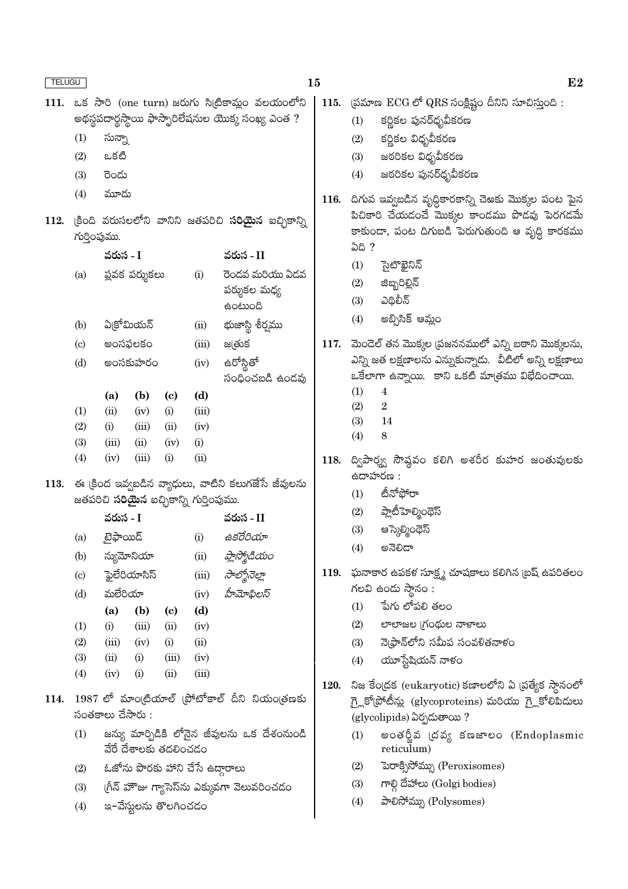**111.** ఒక సారి (one turn) జరుగు సిట్రికామ్లం వలయంలోని అథస్థపదార్థస్థాయి ఫాస్ఫారిలేషనుల యొక్క సంఖ్య ఎంత ?

(1) సున్నా

(2) ఒకటి

(3) రెండు

(4) మూడు

**112.** క్రింది వరుసలలోని వానిని జతపరిచి **సరియైన** ఐచ్ఛికాన్ని గుర్తింపుము.

| | వరుస - I | | వరుస - II |
|---|---|---|---|
| (a) | ప్లవక పర్శుకలు | (i) | రెండవ మరియు ఏడవ పర్శుకల మధ్య ఉంటుంది |
| (b) | ఏక్రోమియన్ | (ii) | భుజాస్థి శీర్షము |
| (c) | అంసఫలకం | (iii) | జత్రుక |
| (d) | అంసకుహరం | (iv) | ఉరోస్థితో సంధించబడి ఉండవు |

| | (a) | (b) | (c) | (d) |
|---|---|---|---|---|
| (1) | (ii) | (iv) | (i) | (iii) |
| (2) | (i) | (iii) | (ii) | (iv) |
| (3) | (iii) | (ii) | (iv) | (i) |
| (4) | (iv) | (iii) | (i) | (ii) |

**113.** ఈ క్రింద ఇవ్వబడిన వ్యాధులు, వాటిని కలుగజేసే జీవులను జతపరిచి **సరియైన** ఐచ్ఛికాన్ని గుర్తింపుము.

| | వరుస - I | | వరుస - II |
|---|---|---|---|
| (a) | టైఫాయిడ్ | (i) | *ఉకరేరియా* |
| (b) | న్యుమోనియా | (ii) | *ప్లాస్మోడియం* |
| (c) | ఫైలేరియాసిస్ | (iii) | *సాల్మోనెల్లా* |
| (d) | మలేరియా | (iv) | *హీమోఫిలస్* |

| | (a) | (b) | (c) | (d) |
|---|---|---|---|---|
| (1) | (i) | (iii) | (ii) | (iv) |
| (2) | (iii) | (iv) | (i) | (ii) |
| (3) | (ii) | (i) | (iii) | (iv) |
| (4) | (iv) | (i) | (ii) | (iii) |

**114.** 1987 లో మాంట్రియాల్ ప్రోటోకాల్ దీని నియంత్రణకు సంతకాలు చేసారు :

(1) జన్యు మార్పిడికి లోనైన జీవులను ఒక దేశంనుండి వేరే దేశాలకు తరలించడం

(2) ఓజోను పొరకు హాని చేసే ఉద్గారాలు

(3) గ్రీన్ హౌజు గ్యాసెస్‌ను ఎక్కువగా వెలువరించడం

(4) ఇ-వేస్టులను తొలగించడం

**115.** ప్రమాణ ECG లో QRS సంక్లిష్టం దీనిని సూచిస్తుంది :

(1) కర్ణికల పునర్ధృవీకరణ

(2) కర్ణికల విధృవీకరణ

(3) జఠరికల విధృవీకరణ

(4) జఠరికల పునర్ధృవీకరణ

**116.** దిగువ ఇవ్వబడిన వృద్ధికారకాన్ని చెఱకు మొక్కల పంట పైన పిచికారి చేయడంచే మొక్కల కాండము పొడవు పెరగడమే కాకుండా, పంట దిగుబడి పెరుగుతుంది ఆ వృద్ధి కారకము ఏది ?

(1) సైటొకైనిన్

(2) జిబ్బరిల్లిన్

(3) ఎథిలీన్

(4) అబ్సిసిక్ ఆమ్లం

**117.** మెండెల్ తన మొక్కల ప్రజననములో ఎన్ని బఠాని మొక్కలను, ఎన్ని జత లక్షణాలను ఎన్నుకున్నాడు. వీటిలో అన్ని లక్షణాలు ఒకేలాగా ఉన్నాయి. కాని ఒకటి మాత్రము విభేదించాయి.

(1) 4

(2) 2

(3) 14

(4) 8

**118.** ద్విపార్శ్వ సౌష్ఠవం కలిగి అశరీర కుహర జంతువులకు ఉదాహరణ :

(1) టీనోఫోరా

(2) ప్లాటీహెల్మింథెస్

(3) ఆస్కెల్మింథెస్

(4) అనెలిడా

**119.** ఘనాకార ఉపకళ సూక్ష్మ చూషకాలు కలిగిన బ్రష్ ఉపరితలం గలవి ఉండు స్థానం :

(1) పేగు లోపలి తలం

(2) లాలాజల గ్రంథుల నాళాలు

(3) నెఫ్రాన్‌లోని సమీప సంవళితనాళం

(4) యూస్టేషియన్ నాళం

**120.** నిజ కేంద్రక (eukaryotic) కణాలలోని ఏ ప్రత్యేక స్థానంలో గ్లైకోప్రోటీన్లు (glycoproteins) మరియు గ్లైకోలిపిడులు (glycolipids) ఏర్పడుతాయి ?

(1) అంతర్జీవ ద్రవ్య కణజాలం (Endoplasmic reticulum)

(2) పెరాక్సిసోమ్లు (Peroxisomes)

(3) గాల్గి దేహాలు (Golgi bodies)

(4) పాలిసోమ్లు (Polysomes)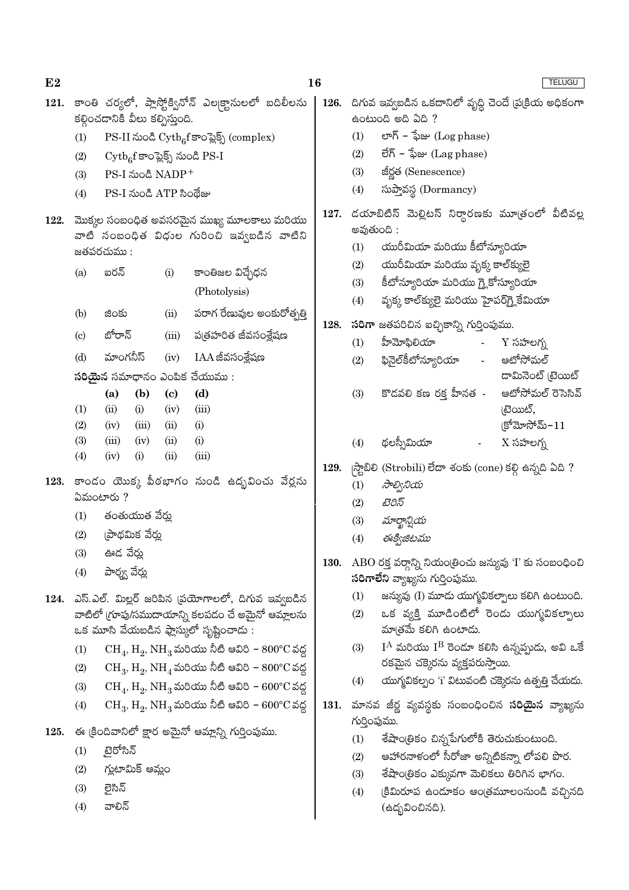121. కాంతి చర్యలో, ప్లాస్టోక్వినోన్ ఎలక్ట్రానులలో బదిలీలను కల్గించడానికి వీలు కల్పిస్తుంది.

(1) PS-II నుండి $Cytb_6f$ కాంప్లెక్స్ (complex)
(2) $Cytb_6f$ కాంప్లెక్స్ నుండి PS-I
(3) PS-I నుండి $NADP^+$
(4) PS-I నుండి ATP సింథేజు

122. మొక్కల సంబంధిత అవసరమైన ముఖ్య మూలకాలు మరియు వాటి సంబంధిత విధుల గురించి ఇవ్వబడిన వాటిని జతపరచుము :

| | | | |
|---|---|---|---|
| (a) | ఐరన్ | (i) | కాంతిజల విచ్ఛేధన (Photolysis) |
| (b) | జింకు | (ii) | పరాగ రేణువుల అంకురోత్పత్తి |
| (c) | బోరాన్ | (iii) | పత్రహరిత జీవసంశ్లేషణ |
| (d) | మాంగనీస్ | (iv) | IAA జీవసంశ్లేషణ |

**సరియైన** సమాధానం ఎంపిక చేయుము :

| | (a) | (b) | (c) | (d) |
|---|---|---|---|---|
| (1) | (ii) | (i) | (iv) | (iii) |
| (2) | (iv) | (iii) | (ii) | (i) |
| (3) | (iii) | (iv) | (ii) | (i) |
| (4) | (iv) | (i) | (ii) | (iii) |

123. కాండం యొక్క పీఠభాగం నుండి ఉద్భవించు వేర్లను ఏమంటారు ?

(1) తంతుయుత వేర్లు
(2) ప్రాథమిక వేర్లు
(3) ఊడ వేర్లు
(4) పార్శ్వ వేర్లు

124. ఎస్.ఎల్. మిల్లర్ జరిపిన ప్రయోగాలలో, దిగువ ఇవ్వబడిన వాటిలో గ్రూపు/సముదాయాన్ని కలపడం చే అమైనో ఆమ్లాలను ఒక మూసి వేయబడిన ఫ్లాస్కులో సృష్టించాడు :

(1) $CH_4$, $H_2$, $NH_3$ మరియు నీటి ఆవిరి – 800°C వద్ద
(2) $CH_3$, $H_2$, $NH_4$ మరియు నీటి ఆవిరి – 800°C వద్ద
(3) $CH_4$, $H_2$, $NH_3$ మరియు నీటి ఆవిరి – 600°C వద్ద
(4) $CH_3$, $H_2$, $NH_3$ మరియు నీటి ఆవిరి – 600°C వద్ద

125. ఈ క్రిందివానిలో క్షార అమైనో ఆమ్లాన్ని గుర్తింపుము.

(1) టైరోసిన్
(2) గ్లుటామిక్ ఆమ్లం
(3) లైసిన్
(4) వాలిన్

126. దిగువ ఇవ్వబడిన ఒకదానిలో వృద్ధి చెందే ప్రక్రియ అధికంగా ఉంటుంది అది ఏది ?

(1) లాగ్ – ఫేజు (Log phase)
(2) లేగ్ – ఫేజు (Lag phase)
(3) జీర్ణత (Senescence)
(4) సుప్తావస్థ (Dormancy)

127. డయాబిటిస్ మెల్లిటస్ నిర్ధారణకు మూత్రంలో వీటివల్ల అవుతుంది :

(1) యురీమియా మరియు కీటోన్యూరియా
(2) యురీమియా మరియు వృక్క కాల్క్యులై
(3) కీటోన్యూరియా మరియు గ్లైకోస్యూరియా
(4) వృక్క కాల్క్యులై మరియు హైపర్‌గ్లైకేమియా

128. **సరిగా** జతపరిచిన ఐచ్ఛికాన్ని గుర్తింపుము.

(1) హీమోఫిలియా - Y సహలగ్న
(2) ఫినైల్‌కీటోన్యూరియా - ఆటోసోమల్ డామినెంట్ ట్రెయిట్
(3) కొడవలి కణ రక్త హీనత - ఆటోసోమల్ రెసెసివ్ ట్రెయిట్, క్రోమోసోమ్–11
(4) థలస్సీమియా - X సహలగ్న

129. స్ట్రాబిలి (Strobili) లేదా శంకు (cone) కల్గి ఉన్నది ఏది ?

(1) *సాల్వీనియ*
(2) *టెరిస్*
(3) *మార్ఖాన్షియ*
(4) *ఈక్విజిటము*

130. ABO రక్త వర్గాన్ని నియంత్రించు జన్యువు 'I' కు సంబంధించి **సరిగాలేని** వ్యాఖ్యను గుర్తింపుము.

(1) జన్యువు (I) మూడు యుగ్మవికల్పాలు కలిగి ఉంటుంది.
(2) ఒక వ్యక్తి మూడింటిలో రెండు యుగ్మవికల్పాలు మాత్రమే కలిగి ఉంటాడు.
(3) $I^A$ మరియు $I^B$ రెండూ కలిసి ఉన్నప్పుడు, అవి ఒకే రకమైన చక్కెరను వ్యక్తపరుస్తాయి.
(4) యుగ్మవికల్పం 'i' విటువంటి చక్కెరను ఉత్పత్తి చేయదు.

131. మానవ జీర్ణ వ్యవస్థకు సంబంధించిన **సరియైన** వ్యాఖ్యను గుర్తింపుము.

(1) శేషాంత్రికం చిన్నపేగులోకి తెరుచుకుంటుంది.
(2) ఆహారనాళంలో సీరోజా అన్నిటికన్నా లోపలి పొర.
(3) శేషాంత్రికం ఎక్కువగా మెలికలు తిరిగిన భాగం.
(4) క్రిమిరూప ఉండూకం ఆంత్రమూలంనుండి వచ్చినది (ఉద్భవించినది).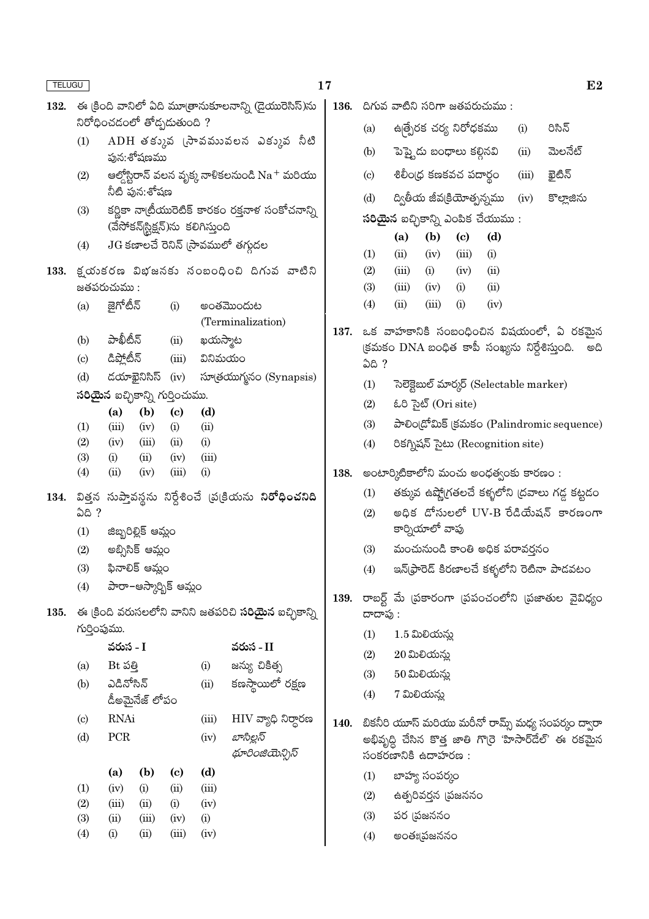132. ఈ క్రింది వానిలో ఏది మూత్రానుకూలనాన్ని (డైయురెసిస్)ను నిరోధించడంలో తోడ్పడుతుంది ?

(1) ADH తక్కువ స్రావమువలన ఎక్కువ నీటి పున:శోషణము

(2) ఆల్డోస్టిరాన్ వలన వృక్క నాళికలనుండి $Na^+$ మరియు నీటి పున:శోషణ

(3) కర్ణికా నాట్రీయురెటిక్ కారకం రక్తనాళ సంకోచనాన్ని (వేసోకన్‌స్ట్రిక్షన్)ను కలిగిస్తుంది

(4) JG కణాలచే రెనిన్ స్రావములో తగ్గుదల

133. క్షయకరణ విభజనకు సంబంధించి దిగువ వాటిని జతపరుచుము :

| | | | |
|---|---|---|---|
| (a) | జైగోటీన్ | (i) | అంతమొందుట (Terminalization) |
| (b) | పాఖీటీన్ | (ii) | ఖయస్మాట |
| (c) | డిప్లోటీన్ | (iii) | వినిమయం |
| (d) | డయాకైనిసిస్ | (iv) | సూత్రయుగ్మనం (Synapsis) |

**సరియైన** ఐచ్ఛికాన్ని గుర్తించుము.

| | (a) | (b) | (c) | (d) |
|---|---|---|---|---|
| (1) | (iii) | (iv) | (i) | (ii) |
| (2) | (iv) | (iii) | (ii) | (i) |
| (3) | (i) | (ii) | (iv) | (iii) |
| (4) | (ii) | (iv) | (iii) | (i) |

134. విత్తన సుప్తావస్థను నిర్దేశించే ప్రక్రియను **నిరోధించనిది** ఏది ?

(1) జిబ్బరిల్లిక్ ఆమ్లం

(2) అబ్సిసిక్ ఆమ్లం

(3) ఫినాలిక్ ఆమ్లం

(4) పారా–ఆస్కార్బిక్ ఆమ్లం

135. ఈ క్రింది వరుసలలోని వానిని జతపరిచి **సరియైన** ఐచ్ఛికాన్ని గుర్తింపుము.

| | వరుస - I | | వరుస - II |
|---|---|---|---|
| (a) | Bt పత్తి | (i) | జన్యు చికిత్స |
| (b) | ఎడినోసిన్ డీఅమైనేజ్ లోపం | (ii) | కణస్థాయిలో రక్షణ |
| (c) | RNAi | (iii) | HIV వ్యాధి నిర్ధారణ |
| (d) | PCR | (iv) | *బాసిల్లస్ థూరింజియెన్సిస్* |

| | (a) | (b) | (c) | (d) |
|---|---|---|---|---|
| (1) | (iv) | (i) | (ii) | (iii) |
| (2) | (iii) | (ii) | (i) | (iv) |
| (3) | (ii) | (iii) | (iv) | (i) |
| (4) | (i) | (ii) | (iii) | (iv) |

136. దిగువ వాటిని సరిగా జతపరుచుము :

| | | | |
|---|---|---|---|
| (a) | ఉత్ప్రేరక చర్య నిరోధకము | (i) | రిసిన్ |
| (b) | పెప్టైడు బంధాలు కల్గినవి | (ii) | మెలనేట్ |
| (c) | శిలీంధ్ర కణకవచ పదార్థం | (iii) | కైటిన్ |
| (d) | ద్వితీయ జీవక్రియోత్పన్నము | (iv) | కొల్లాజిను |

**సరియైన** ఐచ్ఛికాన్ని ఎంపిక చేయుము :

| | (a) | (b) | (c) | (d) |
|---|---|---|---|---|
| (1) | (ii) | (iv) | (iii) | (i) |
| (2) | (iii) | (i) | (iv) | (ii) |
| (3) | (iii) | (iv) | (i) | (ii) |
| (4) | (ii) | (iii) | (i) | (iv) |

137. ఒక వాహకానికి సంబంధించిన విషయంలో, ఏ రకమైన క్రమకం DNA బంధిత కాపీ సంఖ్యను నిర్దేశిస్తుంది. అది ఏది ?

(1) సెలెక్టెబుల్ మార్కర్ (Selectable marker)

(2) ఓరి సైట్ (Ori site)

(3) పాలింద్రోమిక్ క్రమకం (Palindromic sequence)

(4) రికగ్నిషన్ సైటు (Recognition site)

138. అంటార్కిటికాలోని మంచు అంధత్వంకు కారణం :

(1) తక్కువ ఉష్ణోగ్రతలచే కళ్ళలోని ద్రవాలు గడ్డ కట్టడం

(2) అధిక డోసులలో UV-B రేడియేషన్ కారణంగా కార్నియాలో వాపు

(3) మంచునుండి కాంతి అధిక పరావర్తనం

(4) ఇన్‌ఫ్రారెడ్ కిరణాలచే కళ్ళలోని రెటినా పాడవటం

139. రాబర్ట్ మే ప్రకారంగా ప్రపంచంలోని ప్రజాతుల వైవిధ్యం దాదాపు :

(1) 1.5 మిలియన్లు

(2) 20 మిలియన్లు

(3) 50 మిలియన్లు

(4) 7 మిలియన్లు

140. బికనీరి యూస్ మరియు మరీనో రామ్స్ మధ్య సంపర్కం ద్వారా అభివృద్ధి చేసిన కొత్త జాతి గొర్రె 'హిసార్‌డేల్' ఈ రకమైన సంకరణానికి ఉదాహరణ :

(1) బాహ్య సంపర్కం

(2) ఉత్పరివర్తన ప్రజననం

(3) పర ప్రజననం

(4) అంతఃప్రజననం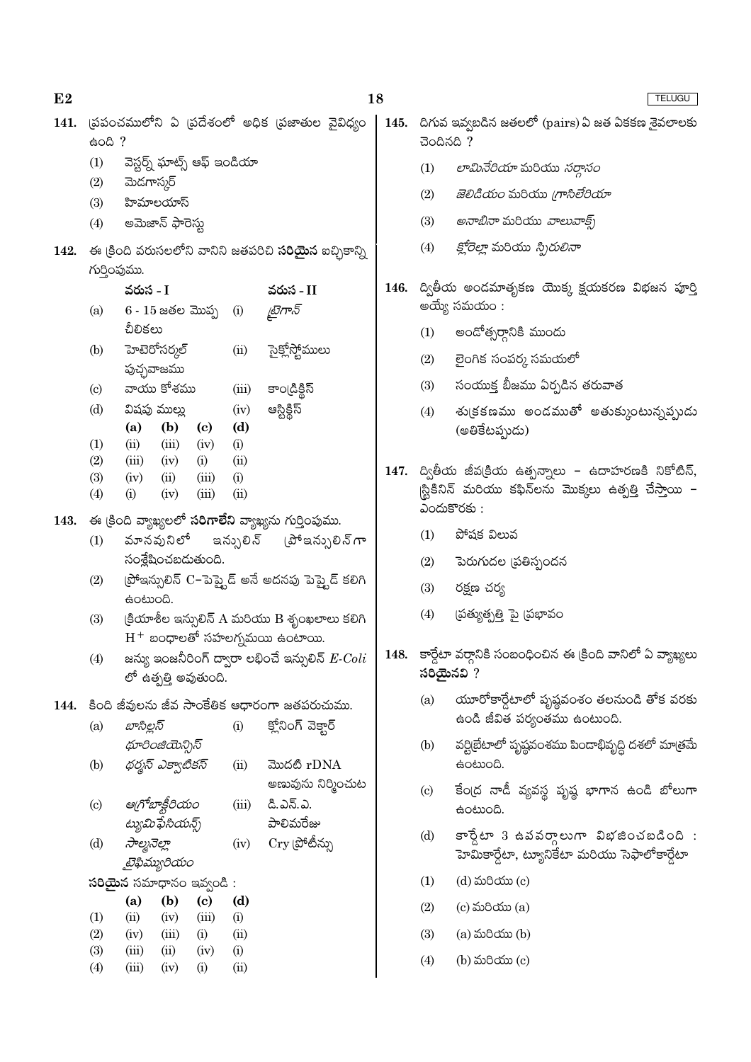141. ప్రపంచములోని ఏ ప్రదేశంలో అధిక ప్రజాతుల వైవిధ్యం ఉంది ?

(1) వెస్టర్న్ ఘాట్స్ ఆఫ్ ఇండియా

(2) మెడగాస్కర్

(3) హిమాలయాస్

(4) అమెజాన్ ఫారెస్టు

142. ఈ క్రింది వరుసలలోని వానిని జతపరిచి **సరియైన** ఐచ్ఛికాన్ని గుర్తింపుము.

| | వరుస - I | | వరుస - II |
|---|---|---|---|
| (a) | 6 - 15 జతల మొప్ప చీలికలు | (i) | *ట్రిగాన్* |
| (b) | హెటెరోసర్కల్ పుచ్ఛవాజము | (ii) | సైక్లోస్టోములు |
| (c) | వాయు కోశము | (iii) | కాండ్రిక్థిస్ |
| (d) | విషపు ముల్లు | (iv) | ఆస్టిక్థిస్ |

| | (a) | (b) | (c) | (d) |
|---|---|---|---|---|
| (1) | (ii) | (iii) | (iv) | (i) |
| (2) | (iii) | (iv) | (i) | (ii) |
| (3) | (iv) | (ii) | (iii) | (i) |
| (4) | (i) | (iv) | (iii) | (ii) |

143. ఈ క్రింది వ్యాఖ్యలలో **సరిగాలేని** వ్యాఖ్యను గుర్తింపుము.

(1) మానవునిలో ఇన్సులిన్ ప్రోఇన్సులిన్‌గా సంశ్లేషించబడుతుంది.

(2) ప్రోఇన్సులిన్ C–పెప్టైడ్ అనే అదనపు పెప్టైడ్ కలిగి ఉంటుంది.

(3) క్రియాశీల ఇన్సులిన్ A మరియు B శృంఖలాలు కలిగి $H^+$ బంధాలతో సహలగ్నమయి ఉంటాయి.

(4) జన్యు ఇంజనీరింగ్ ద్వారా లభించే ఇన్సులిన్ *E-Coli* లో ఉత్పత్తి అవుతుంది.

144. కింది జీవులను జీవ సాంకేతిక ఆధారంగా జతపరుచుము.

| | | | |
|---|---|---|---|
| (a) | *బాసిల్లస్ థూరింజియెన్సిస్* | (i) | క్లోనింగ్ వెక్టార్ |
| (b) | *థర్మస్ ఎక్వాటికస్* | (ii) | మొదటి rDNA అణువును నిర్మించుట |
| (c) | *ఆగ్రోబాక్టీరియం ట్యూమిఫేసియన్స్* | (iii) | డి.ఎన్.ఎ. పాలిమరేజు |
| (d) | *సాల్మనెల్లా టైఫిమ్యూరియం* | (iv) | Cry ప్రోటీన్లు |

**సరియైన** సమాధానం ఇవ్వండి :

| | (a) | (b) | (c) | (d) |
|---|---|---|---|---|
| (1) | (ii) | (iv) | (iii) | (i) |
| (2) | (iv) | (iii) | (i) | (ii) |
| (3) | (iii) | (ii) | (iv) | (i) |
| (4) | (iii) | (iv) | (i) | (ii) |

145. దిగువ ఇవ్వబడిన జతలలో (pairs) ఏ జత ఏకకణ శైవలాలకు చెందినది ?

(1) *లామినేరియా* మరియు *సర్గాసం*

(2) *జెలిడియం* మరియు *గ్రాసిలేరియా*

(3) *అనాబినా* మరియు *వాలువాక్స్*

(4) *క్లోరెల్లా* మరియు *స్పిరులినా*

146. ద్వితీయ అండమాతృకణ యొక్క క్షయకరణ విభజన పూర్తి అయ్యే సమయం :

(1) అండోత్సర్గానికి ముందు

(2) లైంగిక సంపర్క సమయంలో

(3) సంయుక్త బీజము ఏర్పడిన తరువాత

(4) శుక్రకణము అండముతో అతుక్కుంటున్నప్పుడు (అతికేటప్పుడు)

147. ద్వితీయ జీవక్రియ ఉత్పన్నాలు – ఉదాహరణకి నికోటిన్, స్ట్రికినిన్ మరియు కఫిన్‌లను మొక్కలు ఉత్పత్తి చేస్తాయి – ఎందుకొరకు :

(1) పోషక విలువ

(2) పెరుగుదల ప్రతిస్పందన

(3) రక్షణ చర్య

(4) ప్రత్యుత్పత్తి పై ప్రభావం

148. కార్డేటా వర్గానికి సంబంధించిన ఈ క్రింది వానిలో ఏ వ్యాఖ్యలు **సరియైనవి** ?

(a) యూరోకార్డేటాలో పృష్ఠవంశం తలనుండి తోక వరకు ఉండి జీవిత పర్యంతము ఉంటుంది.

(b) వర్టిబ్రేటాలో పృష్ఠవంశము పిండాభివృద్ధి దశలో మాత్రమే ఉంటుంది.

(c) కేంద్ర నాడీ వ్యవస్థ పృష్ఠ భాగాన ఉండి బోలుగా ఉంటుంది.

(d) కార్డేటా 3 ఉపవర్గాలుగా విభజించబడింది : హెమికార్డేటా, ట్యూనికేటా మరియు సెఫాలోకార్డేటా

(1) (d) మరియు (c)

(2) (c) మరియు (a)

(3) (a) మరియు (b)

(4) (b) మరియు (c)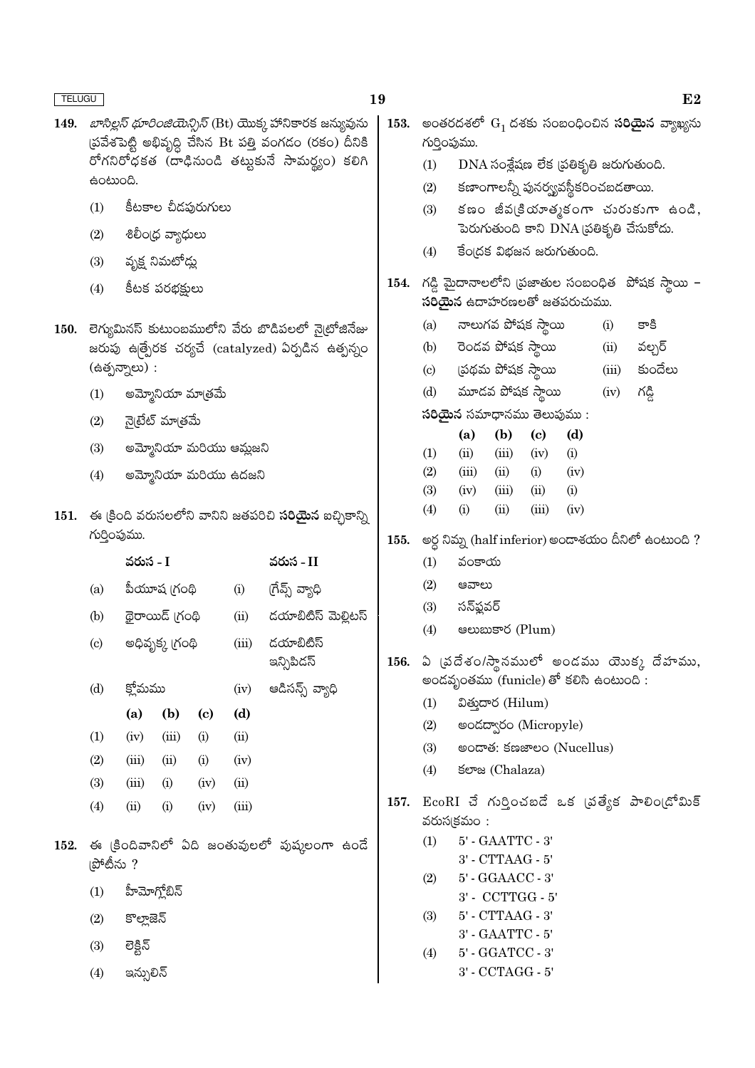**149.** *బాసిల్లస్ థూరింజియెన్సిస్* (Bt) యొక్క హానికారక జన్యువును ప్రవేశపెట్టి అభివృద్ధి చేసిన Bt పత్తి వంగడం (రకం) దీనికి రోగనిరోధకత (దాడినుండి తట్టుకునే సామర్థ్యం) కలిగి ఉంటుంది.

(1) కీటకాల చీడపురుగులు

(2) శిలీంధ్ర వ్యాధులు

(3) వృక్ష నిమటోడ్లు

(4) కీటక పరభక్షులు

**150.** లెగ్యుమినస్ కుటుంబములోని వేరు బొడిపలలో నైట్రోజినేజు జరుపు ఉత్ప్రేరక చర్యచే (catalyzed) ఏర్పడిన ఉత్పన్నం (ఉత్పన్నాలు) :

(1) అమ్మోనియా మాత్రమే

(2) నైట్రేట్ మాత్రమే

(3) అమ్మోనియా మరియు ఆమ్లజని

(4) అమ్మోనియా మరియు ఉదజని

**151.** ఈ క్రింది వరుసలలోని వానిని జతపరిచి **సరియైన** ఐచ్ఛికాన్ని గుర్తింపుము.

| | **వరుస - I** | | **వరుస - II** |
|---|---|---|---|
| (a) | పీయూష గ్రంథి | (i) | గ్రేవ్స్ వ్యాధి |
| (b) | థైరాయిడ్ గ్రంథి | (ii) | డయాబిటిస్ మెల్లిటస్ |
| (c) | అధివృక్క గ్రంథి | (iii) | డయాబిటిస్ ఇన్సిపిడస్ |
| (d) | క్లోమము | (iv) | ఆడిసన్స్ వ్యాధి |

| | **(a)** | **(b)** | **(c)** | **(d)** |
|---|---|---|---|---|
| (1) | (iv) | (iii) | (i) | (ii) |
| (2) | (iii) | (ii) | (i) | (iv) |
| (3) | (iii) | (i) | (iv) | (ii) |
| (4) | (ii) | (i) | (iv) | (iii) |

**152.** ఈ క్రిందివానిలో ఏది జంతువులలో పుష్కలంగా ఉండే ప్రోటీను ?

(1) హీమోగ్లోబిన్

(2) కొల్లాజెన్

(3) లెక్టిన్

(4) ఇన్సులిన్

**153.** అంతరదశలో $G_1$ దశకు సంబంధించిన **సరియైన** వ్యాఖ్యను గుర్తింపుము.

(1) DNA సంశ్లేషణ లేక ప్రతికృతి జరుగుతుంది.

(2) కణాంగాలన్నీ పునర్వ్యవస్థీకరించబడతాయి.

(3) కణం జీవక్రియాత్మకంగా చురుకుగా ఉండి, పెరుగుతుంది కాని DNA ప్రతికృతి చేసుకోదు.

(4) కేంద్రక విభజన జరుగుతుంది.

**154.** గడ్డి మైదానాలలోని ప్రజాతుల సంబంధిత పోషక స్థాయి – **సరియైన** ఉదాహరణలతో జతపరుచుము.

| | | | |
|---|---|---|---|
| (a) | నాలుగవ పోషక స్థాయి | (i) | కాకి |
| (b) | రెండవ పోషక స్థాయి | (ii) | వల్చర్ |
| (c) | ప్రథమ పోషక స్థాయి | (iii) | కుందేలు |
| (d) | మూడవ పోషక స్థాయి | (iv) | గడ్డి |

**సరియైన** సమాధానము తెలుపుము :

| | **(a)** | **(b)** | **(c)** | **(d)** |
|---|---|---|---|---|
| (1) | (ii) | (iii) | (iv) | (i) |
| (2) | (iii) | (ii) | (i) | (iv) |
| (3) | (iv) | (iii) | (ii) | (i) |
| (4) | (i) | (ii) | (iii) | (iv) |

**155.** అర్ధ నిమ్న (half inferior) అండాశయం దీనిలో ఉంటుంది ?

(1) వంకాయ

(2) ఆవాలు

(3) సన్‌ఫ్లవర్

(4) ఆలుబుకార (Plum)

**156.** ఏ ప్రదేశం/స్థానములో అండము యొక్క దేహము, అండవృంతము (funicle) తో కలిసి ఉంటుంది :

(1) విత్తుదార (Hilum)

(2) అండద్వారం (Micropyle)

(3) అండాంత: కణజాలం (Nucellus)

(4) కలాజ (Chalaza)

**157.** EcoRI చే గుర్తించబడే ఒక ప్రత్యేక పాలింద్రోమిక్ వరుసక్రమం :

(1) 5' - GAATTC - 3'
3' - CTTAAG - 5'

(2) 5' - GGAACC - 3'
3' - CCTTGG - 5'

(3) 5' - CTTAAG - 3'
3' - GAATTC - 5'

(4) 5' - GGATCC - 3'
3' - CCTAGG - 5'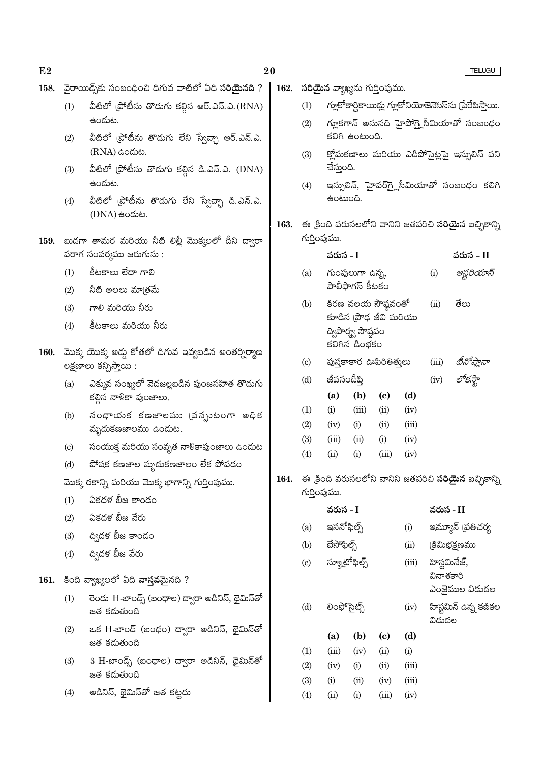158. వైరాయిడ్స్‌కు సంబంధించి దిగువ వాటిలో ఏది **సరియైనది** ?

(1) వీటిలో ప్రోటీను తొడుగు కలిగిన ఆర్.ఎన్.ఎ. (RNA) ఉండుట.

(2) వీటిలో ప్రోటీను తొడుగు లేని స్వేచ్ఛా ఆర్.ఎన్.ఎ. (RNA) ఉండుట.

(3) వీటిలో ప్రోటీను తొడుగు కలిగిన డి.ఎన్.ఎ. (DNA) ఉండుట.

(4) వీటిలో ప్రోటీను తొడుగు లేని స్వేచ్ఛా డి.ఎన్.ఎ. (DNA) ఉండుట.

159. బుడగా తామర మరియు నీటి లిల్లీ మొక్కలలో దీని ద్వారా పరాగ సంపర్కము జరుగును :

(1) కీటకాలు లేదా గాలి

(2) నీటి అలలు మాత్రమే

(3) గాలి మరియు నీరు

(4) కీటకాలు మరియు నీరు

160. మొక్క యొక్క అడ్డు కోతలో దిగువ ఇవ్వబడిన అంతర్నిర్మాణ లక్షణాలు కన్పిస్తాయి :

(a) ఎక్కువ సంఖ్యలో వెదజల్లబడిన పుంజకసహిత తొడుగు కలిగిన నాళికా పుంజాలు.

(b) సంధాయక కణజాలము ప్రస్ఫుటంగా అధిక మృదుకణజాలము ఉండుట.

(c) సంయుక్త మరియు సంవృత నాళికాపుంజాలు ఉండుట

(d) పోషక కణజాల మృదుకణజాలం లేక పోవడం

మొక్క రకాన్ని మరియు మొక్క భాగాన్ని గుర్తింపుము.

(1) ఏకదళ బీజ కాండం

(2) ఏకదళ బీజ వేరు

(3) ద్విదళ బీజ కాండం

(4) ద్విదళ బీజ వేరు

161. కింది వ్యాఖ్యలలో ఏది **వాస్తవమైనది** ?

(1) రెండు H-బాండ్స్ (బంధాలు) ద్వారా అడినిన్, థైమిన్‌తో జత కడుతుంది

(2) ఒక H-బాండ్ (బంధం) ద్వారా అడినిన్, థైమిన్‌తో జత కడుతుంది

(3) 3 H-బాండ్స్ (బంధాలు) ద్వారా అడినిన్, థైమిన్‌తో జత కడుతుంది

(4) అడినిన్, థైమిన్‌తో జత కట్టదు

162. **సరియైన** వ్యాఖ్యను గుర్తింపుము.

(1) గ్లూకోకార్టికాయిడ్లు గ్లూకోనియోజెనెసిస్‌ను ప్రేరేపిస్తాయి.

(2) గ్లూకగాన్ అనునది హైపోగ్లైసీమియాతో సంబంధం కలిగి ఉంటుంది.

(3) క్లోమకణాలు మరియు ఎడిపోసైట్లపై ఇన్సులిన్ పని చేస్తుంది.

(4) ఇన్సులిన్, హైపర్‌గ్లైసీమియాతో సంబంధం కలిగి ఉంటుంది.

163. ఈ క్రింది వరుసలలోని వానిని జతపరిచి **సరియైన** ఐచ్ఛికాన్ని గుర్తింపుము.

| | వరుస - I | | వరుస - II |
|---|---|---|---|
| (a) | గుంపులుగా ఉన్న, పాలీఫాగస్ కీటకం | (i) | *ఆస్టరియాస్* |
| (b) | కిరణ వలయ సౌష్ఠవంతో కూడిన ప్రౌఢ జీవి మరియు ద్విపార్శ్వ సౌష్ఠవం కలిగిన డింభకం | (ii) | తేలు |
| (c) | పుస్తకాకార ఊపిరితిత్తులు | (iii) | *టీనోప్లానా* |
| (d) | జీవసందీప్తి | (iv) | *లోకస్టా* |

| | (a) | (b) | (c) | (d) |
|---|---|---|---|---|
| (1) | (i) | (iii) | (ii) | (iv) |
| (2) | (iv) | (i) | (ii) | (iii) |
| (3) | (iii) | (ii) | (i) | (iv) |
| (4) | (ii) | (i) | (iii) | (iv) |

164. ఈ క్రింది వరుసలలోని వానిని జతపరిచి **సరియైన** ఐచ్ఛికాన్ని గుర్తింపుము.

| | వరుస - I | | వరుస - II |
|---|---|---|---|
| (a) | ఇసనోఫిల్స్ | (i) | ఇమ్యూన్ ప్రతిచర్య |
| (b) | బేసోఫిల్స్ | (ii) | క్రిమిభక్షణము |
| (c) | న్యూట్రోఫిల్స్ | (iii) | హిస్టమినేజ్, వినాశకారి ఎంజైముల విడుదల |
| (d) | లింఫోసైట్స్ | (iv) | హిస్టమిన్ ఉన్న కణికల విడుదల |

| | (a) | (b) | (c) | (d) |
|---|---|---|---|---|
| (1) | (iii) | (iv) | (ii) | (i) |
| (2) | (iv) | (i) | (ii) | (iii) |
| (3) | (i) | (ii) | (iv) | (iii) |
| (4) | (ii) | (i) | (iii) | (iv) |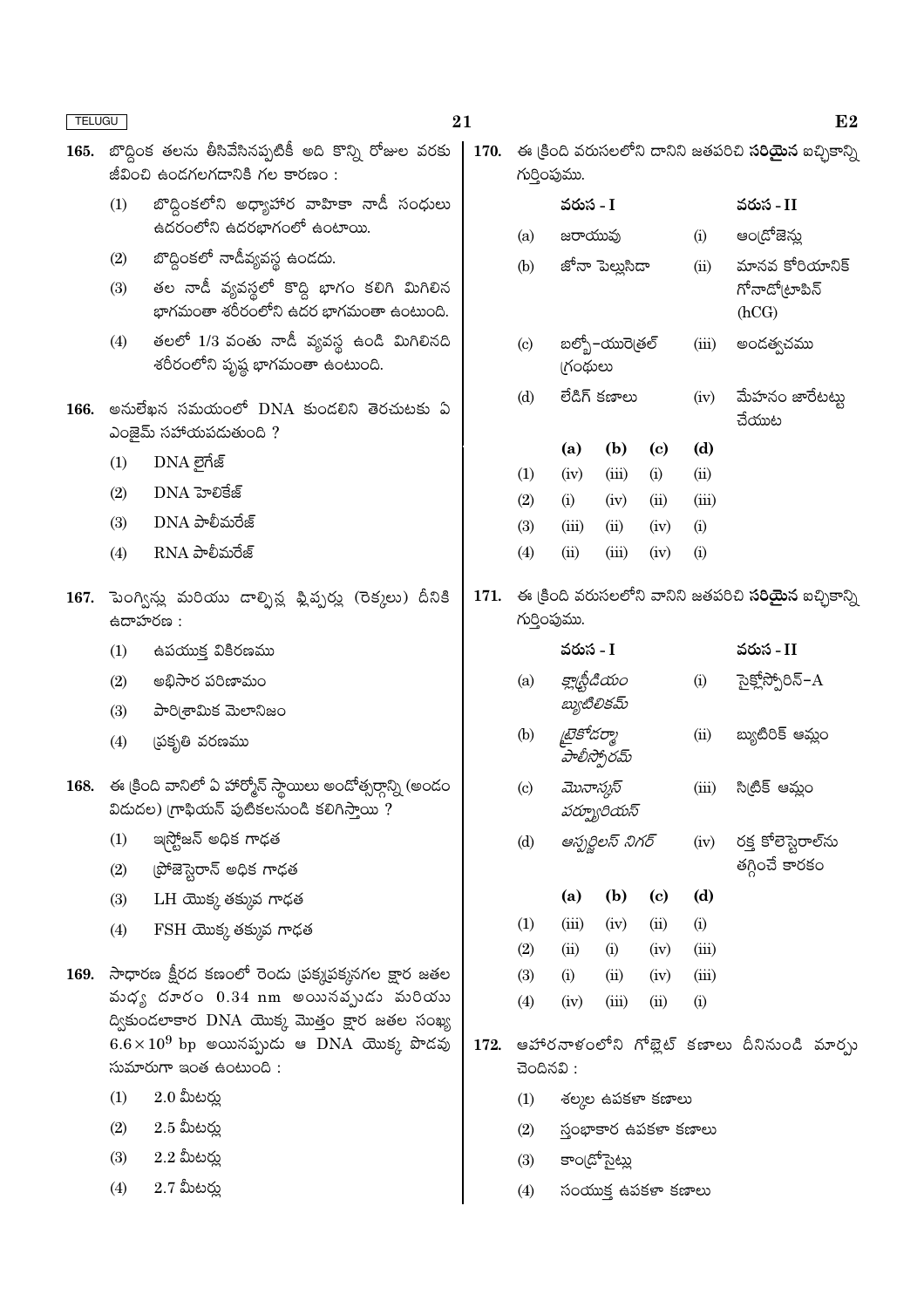165. బొద్దింక తలను తీసివేసినప్పటికీ అది కొన్ని రోజుల వరకు జీవించి ఉండగలగడానికి గల కారణం :

(1) బొద్దింకలోని అధ్యాహార వాహికా నాడీ సంధులు ఉదరంలోని ఉదరభాగంలో ఉంటాయి.

(2) బొద్దింకలో నాడీవ్యవస్థ ఉండదు.

(3) తల నాడీ వ్యవస్థలో కొద్ది భాగం కలిగి మిగిలిన భాగమంతా శరీరంలోని ఉదర భాగమంతా ఉంటుంది.

(4) తలలో 1/3 వంతు నాడీ వ్యవస్థ ఉండి మిగిలినది శరీరంలోని పృష్ఠ భాగమంతా ఉంటుంది.

166. అనులేఖన సమయంలో DNA కుండలిని తెరచుటకు ఏ ఎంజైమ్ సహాయపడుతుంది ?

(1) DNA లైగేజ్

(2) DNA హెలికేజ్

(3) DNA పాలీమరేజ్

(4) RNA పాలీమరేజ్

167. పెంగ్విన్లు మరియు డాల్ఫిన్ల ఫ్లిప్పర్లు (రెక్కలు) దీనికి ఉదాహరణ :

(1) ఉపయుక్త వికిరణము

(2) అభిసార పరిణామం

(3) పారిశ్రామిక మెలానిజం

(4) ప్రకృతి వరణము

168. ఈ క్రింది వానిలో ఏ హార్మోన్ స్థాయిలు అండోత్సర్గాన్ని (అండం విడుదల) గ్రాఫియన్ పుటికలనుండి కలిగిస్తాయి ?

(1) ఇస్ట్రోజన్ అధిక గాఢత

(2) ప్రోజెస్టెరాన్ అధిక గాఢత

(3) LH యొక్క తక్కువ గాఢత

(4) FSH యొక్క తక్కువ గాఢత

169. సాధారణ క్షీరద కణంలో రెండు ప్రక్కప్రక్కనగల క్షార జతల మధ్య దూరం 0.34 nm అయినప్పుడు మరియు ద్వికుండలాకార DNA యొక్క మొత్తం క్షార జతల సంఖ్య $6.6 \times 10^9$ bp అయినప్పుడు ఆ DNA యొక్క పొడవు సుమారుగా ఇంత ఉంటుంది :

(1) 2.0 మీటర్లు

(2) 2.5 మీటర్లు

(3) 2.2 మీటర్లు

(4) 2.7 మీటర్లు

170. ఈ క్రింది వరుసలలోని దానిని జతపరిచి **సరియైన** ఐచ్ఛికాన్ని గుర్తింపుము.

| | వరుస - I | | వరుస - II |
|---|---|---|---|
| (a) | జరాయువు | (i) | ఆండ్రోజెన్లు |
| (b) | జోనా పెల్లుసిడా | (ii) | మానవ కోరియానిక్ గోనాడోట్రాపిన్ (hCG) |
| (c) | బల్బో-యురెత్రల్ గ్రంథులు | (iii) | అండత్వచము |
| (d) | లేడిగ్ కణాలు | (iv) | మేహనం జారేటట్లు చేయుట |

| | (a) | (b) | (c) | (d) |
|---|---|---|---|---|
| (1) | (iv) | (iii) | (i) | (ii) |
| (2) | (i) | (iv) | (ii) | (iii) |
| (3) | (iii) | (ii) | (iv) | (i) |
| (4) | (ii) | (iii) | (iv) | (i) |

171. ఈ క్రింది వరుసలలోని వానిని జతపరిచి **సరియైన** ఐచ్ఛికాన్ని గుర్తింపుము.

| | వరుస - I | | వరుస - II |
|---|---|---|---|
| (a) | *క్లాస్ట్రీడియం బ్యుటిలికమ్* | (i) | సైక్లోస్పోరిన్-A |
| (b) | *ట్రైకోడర్మా పాలీస్పోరమ్* | (ii) | బ్యుటిరిక్ ఆమ్లం |
| (c) | *మొనాస్కస్ పర్ప్యూరియస్* | (iii) | సిట్రిక్ ఆమ్లం |
| (d) | *ఆస్పర్జిలస్ నిగర్* | (iv) | రక్త కోలెస్టెరాల్ను తగ్గించే కారకం |

| | (a) | (b) | (c) | (d) |
|---|---|---|---|---|
| (1) | (iii) | (iv) | (ii) | (i) |
| (2) | (ii) | (i) | (iv) | (iii) |
| (3) | (i) | (ii) | (iv) | (iii) |
| (4) | (iv) | (iii) | (ii) | (i) |

172. ఆహారనాళంలోని గోబ్లెట్ కణాలు దీనినుండి మార్పు చెందినవి :

(1) శల్కల ఉపకళా కణాలు

(2) స్తంభాకార ఉపకళా కణాలు

(3) కాండ్రోసైట్లు

(4) సంయుక్త ఉపకళా కణాలు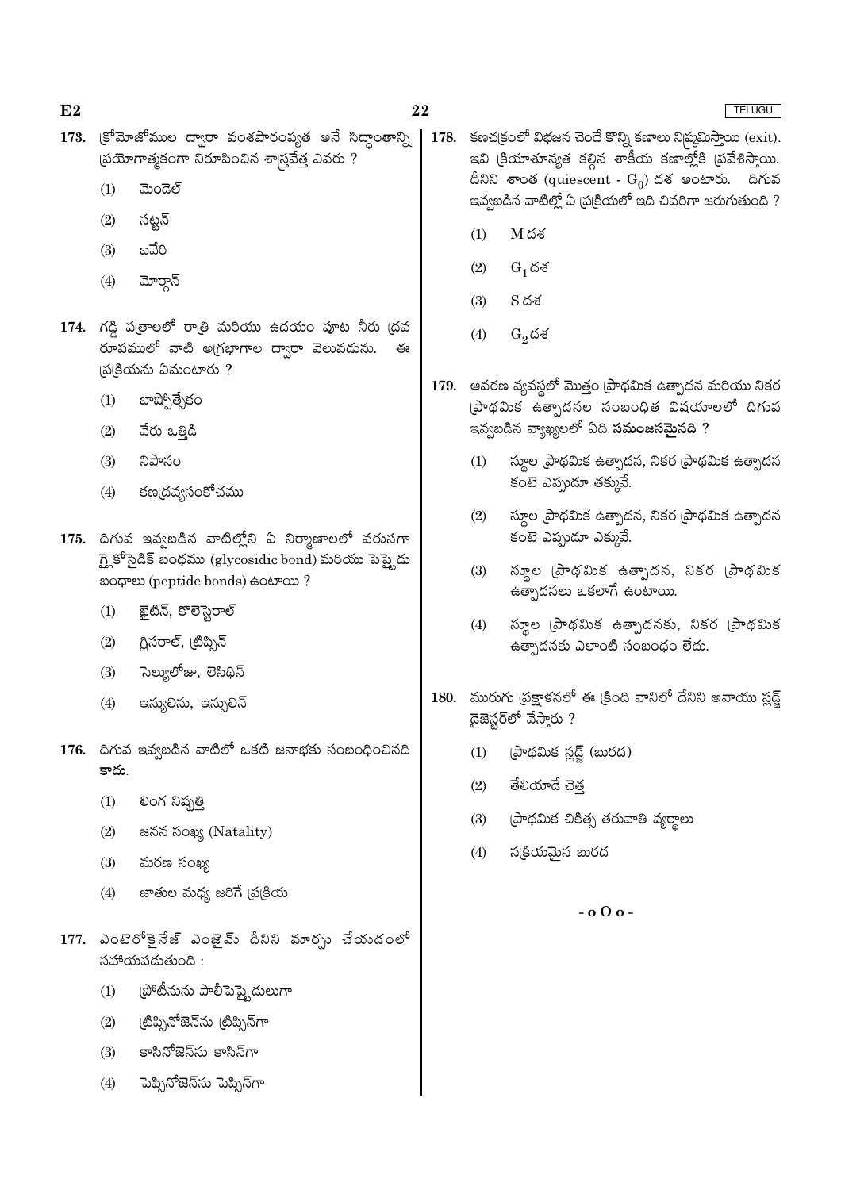173. క్రోమోజోముల ద్వారా వంశపారంపర్యత అనే సిద్ధాంతాన్ని ప్రయోగాత్మకంగా నిరూపించిన శాస్త్రవేత్త ఎవరు ?

(1) మెండెల్

(2) సట్టన్

(3) బవేరి

(4) మోర్గాన్

174. గడ్డి పత్రాలలో రాత్రి మరియు ఉదయం పూట నీరు ద్రవ రూపములో వాటి అగ్రభాగాల ద్వారా వెలువడును. ఈ ప్రక్రియను ఏమంటారు ?

(1) బాష్పోత్సేకం

(2) వేరు ఒత్తిడి

(3) నిపానం

(4) కణద్రవ్యసంకోచము

175. దిగువ ఇవ్వబడిన వాటిల్లోని ఏ నిర్మాణాలలో వరుసగా గ్లైకోసైడిక్ బంధము (glycosidic bond) మరియు పెప్టైడు బంధాలు (peptide bonds) ఉంటాయి ?

(1) కైటిన్, కొలెస్టెరాల్

(2) గ్లిసరాల్, ట్రిప్సిన్

(3) సెల్యులోజు, లెసిథిన్

(4) ఇన్యులిను, ఇన్సులిన్

176. దిగువ ఇవ్వబడిన వాటిలో ఒకటి జనాభకు సంబంధించినది **కాదు**.

(1) లింగ నిష్పత్తి

(2) జనన సంఖ్య (Natality)

(3) మరణ సంఖ్య

(4) జాతుల మధ్య జరిగే ప్రక్రియ

177. ఎంటెరోకైనేజ్ ఎంజైమ్ దీనిని మార్పు చేయడంలో సహాయపడుతుంది :

(1) ప్రోటీనును పాలీపెప్టైడులుగా

(2) ట్రిప్సినోజెన్‌ను ట్రిప్సిన్‌గా

(3) కాసినోజెన్‌ను కాసిన్‌గా

(4) పెప్సినోజెన్‌ను పెప్సిన్‌గా

178. కణచక్రంలో విభజన చెందే కొన్ని కణాలు నిష్క్రమిస్తాయి (exit). ఇవి క్రియాశూన్యత కల్గిన శాకీయ కణాల్లోకి ప్రవేశిస్తాయి. దీనిని శాంత (quiescent - $G_0$) దశ అంటారు. దిగువ ఇవ్వబడిన వాటిల్లో ఏ ప్రక్రియలో ఇది చివరిగా జరుగుతుంది ?

(1) M దశ

(2) $G_1$ దశ

(3) S దశ

(4) $G_2$ దశ

179. ఆవరణ వ్యవస్థలో మొత్తం ప్రాథమిక ఉత్పాదన మరియు నికర ప్రాథమిక ఉత్పాదనల సంబంధిత విషయాలలో దిగువ ఇవ్వబడిన వ్యాఖ్యలలో ఏది **సమంజసమైనది** ?

(1) స్థూల ప్రాథమిక ఉత్పాదన, నికర ప్రాథమిక ఉత్పాదన కంటె ఎప్పుడూ తక్కువే.

(2) స్థూల ప్రాథమిక ఉత్పాదన, నికర ప్రాథమిక ఉత్పాదన కంటె ఎప్పుడూ ఎక్కువే.

(3) స్థూల ప్రాథమిక ఉత్పాదన, నికర ప్రాథమిక ఉత్పాదనలు ఒకలాగే ఉంటాయి.

(4) స్థూల ప్రాథమిక ఉత్పాదనకు, నికర ప్రాథమిక ఉత్పాదనకు ఎలాంటి సంబంధం లేదు.

180. మురుగు ప్రక్షాళనలో ఈ క్రింది వానిలో దేనిని అవాయు స్లడ్జ్ డైజెస్టర్‌లో వేస్తారు ?

(1) ప్రాథమిక స్లడ్జ్ (బురద)

(2) తేలియాడే చెత్త

(3) ప్రాథమిక చికిత్స తరువాతి వ్యర్థాలు

(4) సక్రియమైన బురద

- o O o -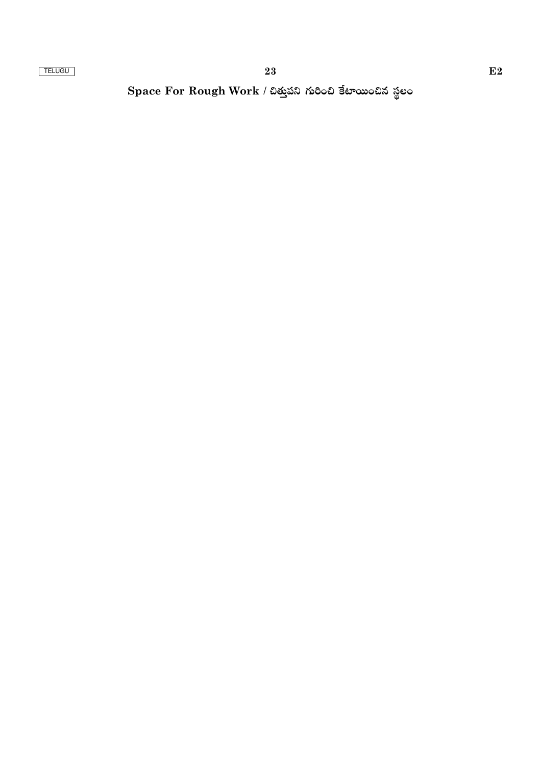**Space For Rough Work / చిత్తుపని గురించి కేటాయించిన స్థలం**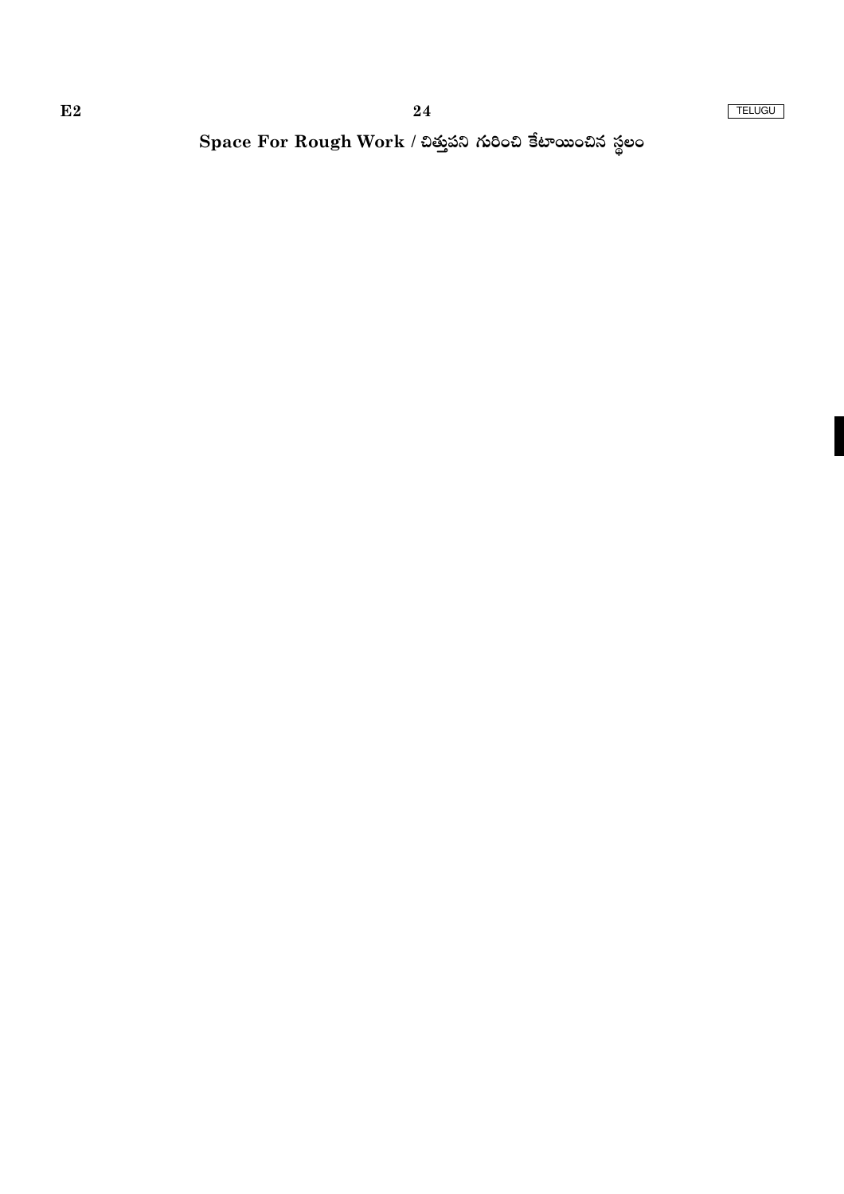## Space For Rough Work / చిత్తుపని గురించి కేటాయించిన స్థలం